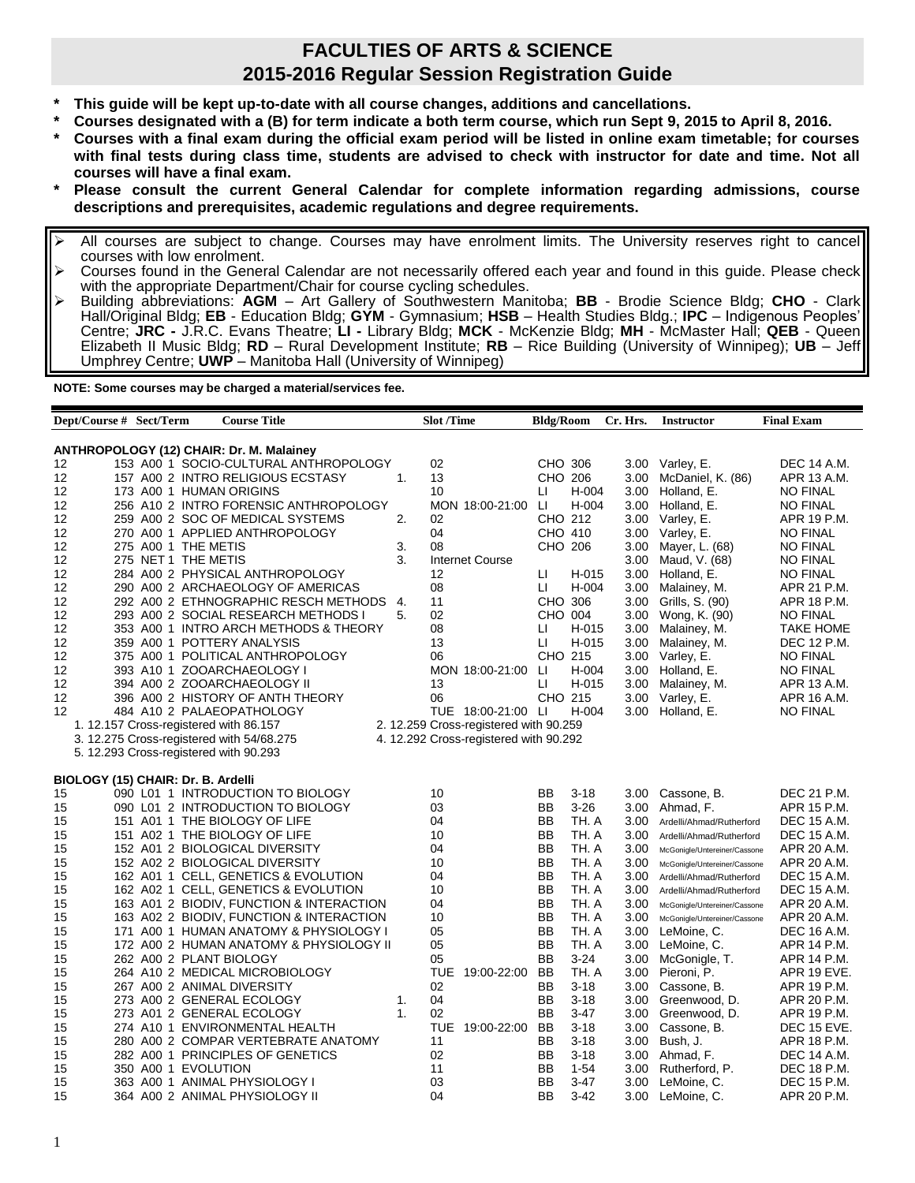# FACULTIES OF ARTS & SCIENCE
## 2015-2016 Regular Session Registration Guide

- **This guide will be kept up-to-date with all course changes, additions and cancellations.**
- **Courses designated with a (B) for term indicate a both term course, which run Sept 9, 2015 to April 8, 2016.**
- **Courses with a final exam during the official exam period will be listed in online exam timetable; for courses with final tests during class time, students are advised to check with instructor for date and time. Not all courses will have a final exam.**
- **Please consult the current General Calendar for complete information regarding admissions, course descriptions and prerequisites, academic regulations and degree requirements.**

> - All courses are subject to change. Courses may have enrolment limits. The University reserves right to cancel courses with low enrolment.
> - Courses found in the General Calendar are not necessarily offered each year and found in this guide. Please check with the appropriate Department/Chair for course cycling schedules.
> - Building abbreviations: **AGM** – Art Gallery of Southwestern Manitoba; **BB** - Brodie Science Bldg; **CHO** - Clark Hall/Original Bldg; **EB** - Education Bldg; **GYM** - Gymnasium; **HSB** – Health Studies Bldg.; **IPC** – Indigenous Peoples' Centre; **JRC -** J.R.C. Evans Theatre; **LI -** Library Bldg; **MCK** - McKenzie Bldg; **MH** - McMaster Hall; **QEB** - Queen Elizabeth II Music Bldg; **RD** – Rural Development Institute; **RB** – Rice Building (University of Winnipeg); **UB** – Jeff Umphrey Centre; **UWP** – Manitoba Hall (University of Winnipeg)

**NOTE: Some courses may be charged a material/services fee.**

### ANTHROPOLOGY (12) CHAIR: Dr. M. Malainey

| Dept/Course # | Sect/Term | Course Title | | Slot /Time | Bldg/Room | Cr. Hrs. | Instructor | Final Exam |
|---|---|---|---|---|---|---|---|---|
| 12 153 | A00 1 | SOCIO-CULTURAL ANTHROPOLOGY | | 02 | CHO 306 | 3.00 | Varley, E. | DEC 14 A.M. |
| 12 157 | A00 2 | INTRO RELIGIOUS ECSTASY | 1. | 13 | CHO 206 | 3.00 | McDaniel, K. (86) | APR 13 A.M. |
| 12 173 | A00 1 | HUMAN ORIGINS | | 10 | LI H-004 | 3.00 | Holland, E. | NO FINAL |
| 12 256 | A10 2 | INTRO FORENSIC ANTHROPOLOGY | | MON 18:00-21:00 | LI H-004 | 3.00 | Holland, E. | NO FINAL |
| 12 259 | A00 2 | SOC OF MEDICAL SYSTEMS | 2. | 02 | CHO 212 | 3.00 | Varley, E. | APR 19 P.M. |
| 12 270 | A00 1 | APPLIED ANTHROPOLOGY | | 04 | CHO 410 | 3.00 | Varley, E. | NO FINAL |
| 12 275 | A00 1 | THE METIS | 3. | 08 | CHO 206 | 3.00 | Mayer, L. (68) | NO FINAL |
| 12 275 | NET 1 | THE METIS | 3. | Internet Course | | 3.00 | Maud, V. (68) | NO FINAL |
| 12 284 | A00 2 | PHYSICAL ANTHROPOLOGY | | 12 | LI H-015 | 3.00 | Holland, E. | NO FINAL |
| 12 290 | A00 2 | ARCHAEOLOGY OF AMERICAS | | 08 | LI H-004 | 3.00 | Malainey, M. | APR 21 P.M. |
| 12 292 | A00 2 | ETHNOGRAPHIC RESCH METHODS | 4. | 11 | CHO 306 | 3.00 | Grills, S. (90) | APR 18 P.M. |
| 12 293 | A00 2 | SOCIAL RESEARCH METHODS I | 5. | 02 | CHO 004 | 3.00 | Wong, K. (90) | NO FINAL |
| 12 353 | A00 1 | INTRO ARCH METHODS & THEORY | | 08 | LI H-015 | 3.00 | Malainey, M. | TAKE HOME |
| 12 359 | A00 1 | POTTERY ANALYSIS | | 13 | LI H-015 | 3.00 | Malainey, M. | DEC 12 P.M. |
| 12 375 | A00 1 | POLITICAL ANTHROPOLOGY | | 06 | CHO 215 | 3.00 | Varley, E. | NO FINAL |
| 12 393 | A10 1 | ZOOARCHAEOLOGY I | | MON 18:00-21:00 | LI H-004 | 3.00 | Holland, E. | NO FINAL |
| 12 394 | A00 2 | ZOOARCHAEOLOGY II | | 13 | LI H-015 | 3.00 | Malainey, M. | APR 13 A.M. |
| 12 396 | A00 2 | HISTORY OF ANTH THEORY | | 06 | CHO 215 | 3.00 | Varley, E. | APR 16 A.M. |
| 12 484 | A10 2 | PALAEOPATHOLOGY | | TUE 18:00-21:00 | LI H-004 | 3.00 | Holland, E. | NO FINAL |

1. 12.157 Cross-registered with 86.157
2. 12.259 Cross-registered with 90.259
3. 12.275 Cross-registered with 54/68.275
4. 12.292 Cross-registered with 90.292
5. 12.293 Cross-registered with 90.293

### BIOLOGY (15) CHAIR: Dr. B. Ardelli

| Dept/Course # | Sect/Term | Course Title | | Slot /Time | Bldg/Room | Cr. Hrs. | Instructor | Final Exam |
|---|---|---|---|---|---|---|---|---|
| 15 090 | L01 1 | INTRODUCTION TO BIOLOGY | | 10 | BB 3-18 | 3.00 | Cassone, B. | DEC 21 P.M. |
| 15 090 | L01 2 | INTRODUCTION TO BIOLOGY | | 03 | BB 3-26 | 3.00 | Ahmad, F. | APR 15 P.M. |
| 15 151 | A01 1 | THE BIOLOGY OF LIFE | | 04 | BB TH. A | 3.00 | Ardelli/Ahmad/Rutherford | DEC 15 A.M. |
| 15 151 | A02 1 | THE BIOLOGY OF LIFE | | 10 | BB TH. A | 3.00 | Ardelli/Ahmad/Rutherford | DEC 15 A.M. |
| 15 152 | A01 2 | BIOLOGICAL DIVERSITY | | 04 | BB TH. A | 3.00 | McGonigle/Untereiner/Cassone | APR 20 A.M. |
| 15 152 | A02 2 | BIOLOGICAL DIVERSITY | | 10 | BB TH. A | 3.00 | McGonigle/Untereiner/Cassone | APR 20 A.M. |
| 15 162 | A01 1 | CELL, GENETICS & EVOLUTION | | 04 | BB TH. A | 3.00 | Ardelli/Ahmad/Rutherford | DEC 15 A.M. |
| 15 162 | A02 1 | CELL, GENETICS & EVOLUTION | | 10 | BB TH. A | 3.00 | Ardelli/Ahmad/Rutherford | DEC 15 A.M. |
| 15 163 | A01 2 | BIODIV, FUNCTION & INTERACTION | | 04 | BB TH. A | 3.00 | McGonigle/Untereiner/Cassone | APR 20 A.M. |
| 15 163 | A02 2 | BIODIV, FUNCTION & INTERACTION | | 10 | BB TH. A | 3.00 | McGonigle/Untereiner/Cassone | APR 20 A.M. |
| 15 171 | A00 1 | HUMAN ANATOMY & PHYSIOLOGY I | | 05 | BB TH. A | 3.00 | LeMoine, C. | DEC 16 A.M. |
| 15 172 | A00 2 | HUMAN ANATOMY & PHYSIOLOGY II | | 05 | BB TH. A | 3.00 | LeMoine, C. | APR 14 P.M. |
| 15 262 | A00 2 | PLANT BIOLOGY | | 05 | BB 3-24 | 3.00 | McGonigle, T. | APR 14 P.M. |
| 15 264 | A10 2 | MEDICAL MICROBIOLOGY | | TUE 19:00-22:00 | BB TH. A | 3.00 | Pieroni, P. | APR 19 EVE. |
| 15 267 | A00 2 | ANIMAL DIVERSITY | | 02 | BB 3-18 | 3.00 | Cassone, B. | APR 19 P.M. |
| 15 273 | A00 2 | GENERAL ECOLOGY | 1. | 04 | BB 3-18 | 3.00 | Greenwood, D. | APR 20 P.M. |
| 15 273 | A01 2 | GENERAL ECOLOGY | 1. | 02 | BB 3-47 | 3.00 | Greenwood, D. | APR 19 P.M. |
| 15 274 | A10 1 | ENVIRONMENTAL HEALTH | | TUE 19:00-22:00 | BB 3-18 | 3.00 | Cassone, B. | DEC 15 EVE. |
| 15 280 | A00 2 | COMPAR VERTEBRATE ANATOMY | | 11 | BB 3-18 | 3.00 | Bush, J. | APR 18 P.M. |
| 15 282 | A00 1 | PRINCIPLES OF GENETICS | | 02 | BB 3-18 | 3.00 | Ahmad, F. | DEC 14 A.M. |
| 15 350 | A00 1 | EVOLUTION | | 11 | BB 1-54 | 3.00 | Rutherford, P. | DEC 18 P.M. |
| 15 363 | A00 1 | ANIMAL PHYSIOLOGY I | | 03 | BB 3-47 | 3.00 | LeMoine, C. | DEC 15 P.M. |
| 15 364 | A00 2 | ANIMAL PHYSIOLOGY II | | 04 | BB 3-42 | 3.00 | LeMoine, C. | APR 20 P.M. |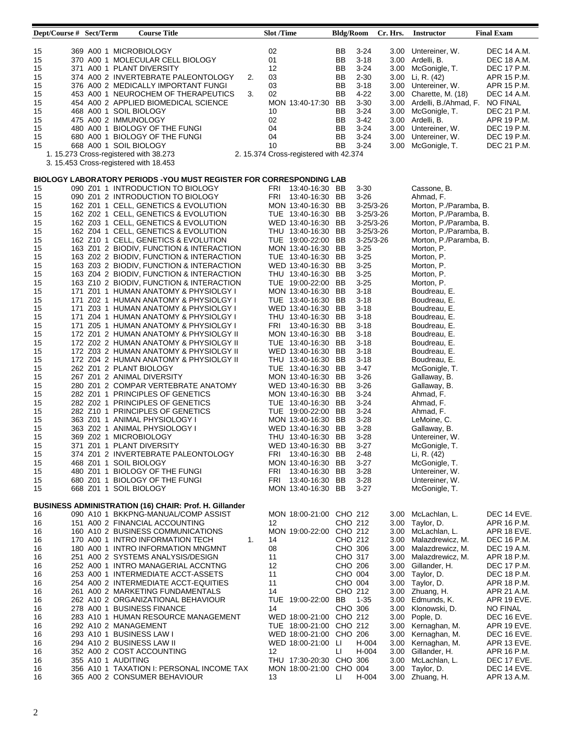| Dept/Course # | Sect/Term | Course Title | | Slot /Time | Bldg/Room | Cr. Hrs. | Instructor | Final Exam |
|---|---|---|---|---|---|---|---|---|
| 15 | 369 A00 1 | MICROBIOLOGY | | 02 | BB 3-24 | 3.00 | Untereiner, W. | DEC 14 A.M. |
| 15 | 370 A00 1 | MOLECULAR CELL BIOLOGY | | 01 | BB 3-18 | 3.00 | Ardelli, B. | DEC 18 A.M. |
| 15 | 371 A00 1 | PLANT DIVERSITY | | 12 | BB 3-24 | 3.00 | McGonigle, T. | DEC 17 P.M. |
| 15 | 374 A00 2 | INVERTEBRATE PALEONTOLOGY | 2. | 03 | BB 2-30 | 3.00 | Li, R. (42) | APR 15 P.M. |
| 15 | 376 A00 2 | MEDICALLY IMPORTANT FUNGI | | 03 | BB 3-18 | 3.00 | Untereiner, W. | APR 15 P.M. |
| 15 | 453 A00 1 | NEUROCHEM OF THERAPEUTICS | 3. | 02 | BB 4-22 | 3.00 | Charette, M. (18) | DEC 14 A.M. |
| 15 | 454 A00 2 | APPLIED BIOMEDICAL SCIENCE | | MON 13:40-17:30 | BB 3-30 | 3.00 | Ardelli, B./Ahmad, F. | NO FINAL |
| 15 | 468 A00 1 | SOIL BIOLOGY | | 10 | BB 3-24 | 3.00 | McGonigle, T. | DEC 21 P.M. |
| 15 | 475 A00 2 | IMMUNOLOGY | | 02 | BB 3-42 | 3.00 | Ardelli, B. | APR 19 P.M. |
| 15 | 480 A00 1 | BIOLOGY OF THE FUNGI | | 04 | BB 3-24 | 3.00 | Untereiner, W. | DEC 19 P.M. |
| 15 | 680 A00 1 | BIOLOGY OF THE FUNGI | | 04 | BB 3-24 | 3.00 | Untereiner, W. | DEC 19 P.M. |
| 15 | 668 A00 1 | SOIL BIOLOGY | | 10 | BB 3-24 | 3.00 | McGonigle, T. | DEC 21 P.M. |

1. 15.273 Cross-registered with 38.273
2. 15.374 Cross-registered with 42.374
3. 15.453 Cross-registered with 18.453

**BIOLOGY LABORATORY PERIODS -YOU MUST REGISTER FOR CORRESPONDING LAB**

| Dept/Course # | Sect/Term | Course Title | Slot /Time | Bldg/Room | Instructor |
|---|---|---|---|---|---|
| 15 | 090 Z01 1 | INTRODUCTION TO BIOLOGY | FRI 13:40-16:30 | BB 3-30 | Cassone, B. |
| 15 | 090 Z01 2 | INTRODUCTION TO BIOLOGY | FRI 13:40-16:30 | BB 3-26 | Ahmad, F. |
| 15 | 162 Z01 1 | CELL, GENETICS & EVOLUTION | MON 13:40-16:30 | BB 3-25/3-26 | Morton, P./Paramba, B. |
| 15 | 162 Z02 1 | CELL, GENETICS & EVOLUTION | TUE 13:40-16:30 | BB 3-25/3-26 | Morton, P./Paramba, B. |
| 15 | 162 Z03 1 | CELL, GENETICS & EVOLUTION | WED 13:40-16:30 | BB 3-25/3-26 | Morton, P./Paramba, B. |
| 15 | 162 Z04 1 | CELL, GENETICS & EVOLUTION | THU 13:40-16:30 | BB 3-25/3-26 | Morton, P./Paramba, B. |
| 15 | 162 Z10 1 | CELL, GENETICS & EVOLUTION | TUE 19:00-22:00 | BB 3-25/3-26 | Morton, P./Paramba, B. |
| 15 | 163 Z01 2 | BIODIV, FUNCTION & INTERACTION | MON 13:40-16:30 | BB 3-25 | Morton, P. |
| 15 | 163 Z02 2 | BIODIV, FUNCTION & INTERACTION | TUE 13:40-16:30 | BB 3-25 | Morton, P. |
| 15 | 163 Z03 2 | BIODIV, FUNCTION & INTERACTION | WED 13:40-16:30 | BB 3-25 | Morton, P. |
| 15 | 163 Z04 2 | BIODIV, FUNCTION & INTERACTION | THU 13:40-16:30 | BB 3-25 | Morton, P. |
| 15 | 163 Z10 2 | BIODIV, FUNCTION & INTERACTION | TUE 19:00-22:00 | BB 3-25 | Morton, P. |
| 15 | 171 Z01 1 | HUMAN ANATOMY & PHYSIOLGY I | MON 13:40-16:30 | BB 3-18 | Boudreau, E. |
| 15 | 171 Z02 1 | HUMAN ANATOMY & PHYSIOLGY I | TUE 13:40-16:30 | BB 3-18 | Boudreau, E. |
| 15 | 171 Z03 1 | HUMAN ANATOMY & PHYSIOLGY I | WED 13:40-16:30 | BB 3-18 | Boudreau, E. |
| 15 | 171 Z04 1 | HUMAN ANATOMY & PHYSIOLGY I | THU 13:40-16:30 | BB 3-18 | Boudreau, E. |
| 15 | 171 Z05 1 | HUMAN ANATOMY & PHYSIOLGY I | FRI 13:40-16:30 | BB 3-18 | Boudreau, E. |
| 15 | 172 Z01 2 | HUMAN ANATOMY & PHYSIOLGY II | MON 13:40-16:30 | BB 3-18 | Boudreau, E. |
| 15 | 172 Z02 2 | HUMAN ANATOMY & PHYSIOLGY II | TUE 13:40-16:30 | BB 3-18 | Boudreau, E. |
| 15 | 172 Z03 2 | HUMAN ANATOMY & PHYSIOLGY II | WED 13:40-16:30 | BB 3-18 | Boudreau, E. |
| 15 | 172 Z04 2 | HUMAN ANATOMY & PHYSIOLGY II | THU 13:40-16:30 | BB 3-18 | Boudreau, E. |
| 15 | 262 Z01 2 | PLANT BIOLOGY | TUE 13:40-16:30 | BB 3-47 | McGonigle, T. |
| 15 | 267 Z01 2 | ANIMAL DIVERSITY | MON 13:40-16:30 | BB 3-26 | Gallaway, B. |
| 15 | 280 Z01 2 | COMPAR VERTEBRATE ANATOMY | WED 13:40-16:30 | BB 3-26 | Gallaway, B. |
| 15 | 282 Z01 1 | PRINCIPLES OF GENETICS | MON 13:40-16:30 | BB 3-24 | Ahmad, F. |
| 15 | 282 Z02 1 | PRINCIPLES OF GENETICS | TUE 13:40-16:30 | BB 3-24 | Ahmad, F. |
| 15 | 282 Z10 1 | PRINCIPLES OF GENETICS | TUE 19:00-22:00 | BB 3-24 | Ahmad, F. |
| 15 | 363 Z01 1 | ANIMAL PHYSIOLOGY I | MON 13:40-16:30 | BB 3-28 | LeMoine, C. |
| 15 | 363 Z02 1 | ANIMAL PHYSIOLOGY I | WED 13:40-16:30 | BB 3-28 | Gallaway, B. |
| 15 | 369 Z02 1 | MICROBIOLOGY | THU 13:40-16:30 | BB 3-28 | Untereiner, W. |
| 15 | 371 Z01 1 | PLANT DIVERSITY | WED 13:40-16:30 | BB 3-27 | McGonigle, T. |
| 15 | 374 Z01 2 | INVERTEBRATE PALEONTOLOGY | FRI 13:40-16:30 | BB 2-48 | Li, R. (42) |
| 15 | 468 Z01 1 | SOIL BIOLOGY | MON 13:40-16:30 | BB 3-27 | McGonigle, T. |
| 15 | 480 Z01 1 | BIOLOGY OF THE FUNGI | FRI 13:40-16:30 | BB 3-28 | Untereiner, W. |
| 15 | 680 Z01 1 | BIOLOGY OF THE FUNGI | FRI 13:40-16:30 | BB 3-28 | Untereiner, W. |
| 15 | 668 Z01 1 | SOIL BIOLOGY | MON 13:40-16:30 | BB 3-27 | McGonigle, T. |

**BUSINESS ADMINISTRATION (16) CHAIR: Prof. H. Gillander**

| Dept/Course # | Sect/Term | Course Title | | Slot /Time | Bldg/Room | Cr. Hrs. | Instructor | Final Exam |
|---|---|---|---|---|---|---|---|---|
| 16 | 090 A10 1 | BKKPNG-MANUAL/COMP ASSIST | | MON 18:00-21:00 | CHO 212 | 3.00 | McLachlan, L. | DEC 14 EVE. |
| 16 | 151 A00 2 | FINANCIAL ACCOUNTING | | 12 | CHO 212 | 3.00 | Taylor, D. | APR 16 P.M. |
| 16 | 160 A10 2 | BUSINESS COMMUNICATIONS | | MON 19:00-22:00 | CHO 212 | 3.00 | McLachlan, L. | APR 18 EVE. |
| 16 | 170 A00 1 | INTRO INFORMATION TECH | 1. | 14 | CHO 212 | 3.00 | Malazdrewicz, M. | DEC 16 P.M. |
| 16 | 180 A00 1 | INTRO INFORMATION MNGMNT | | 08 | CHO 306 | 3.00 | Malazdrewicz, M. | DEC 19 A.M. |
| 16 | 251 A00 2 | SYSTEMS ANALYSIS/DESIGN | | 11 | CHO 317 | 3.00 | Malazdrewicz, M. | APR 18 P.M. |
| 16 | 252 A00 1 | INTRO MANAGERIAL ACCNTNG | | 12 | CHO 206 | 3.00 | Gillander, H. | DEC 17 P.M. |
| 16 | 253 A00 1 | INTERMEDIATE ACCT-ASSETS | | 11 | CHO 004 | 3.00 | Taylor, D. | DEC 18 P.M. |
| 16 | 254 A00 2 | INTERMEDIATE ACCT-EQUITIES | | 11 | CHO 004 | 3.00 | Taylor, D. | APR 18 P.M. |
| 16 | 261 A00 2 | MARKETING FUNDAMENTALS | | 14 | CHO 212 | 3.00 | Zhuang, H. | APR 21 A.M. |
| 16 | 262 A10 2 | ORGANIZATIONAL BEHAVIOUR | | TUE 19:00-22:00 | BB 1-35 | 3.00 | Edmunds, K. | APR 19 EVE. |
| 16 | 278 A00 1 | BUSINESS FINANCE | | 14 | CHO 306 | 3.00 | Klonowski, D. | NO FINAL |
| 16 | 283 A10 1 | HUMAN RESOURCE MANAGEMENT | | WED 18:00-21:00 | CHO 212 | 3.00 | Pople, D. | DEC 16 EVE. |
| 16 | 292 A10 2 | MANAGEMENT | | TUE 18:00-21:00 | CHO 212 | 3.00 | Kernaghan, M. | APR 19 EVE. |
| 16 | 293 A10 1 | BUSINESS LAW I | | WED 18:00-21:00 | CHO 206 | 3.00 | Kernaghan, M. | DEC 16 EVE. |
| 16 | 294 A10 2 | BUSINESS LAW II | | WED 18:00-21:00 | LI H-004 | 3.00 | Kernaghan, M. | APR 13 EVE. |
| 16 | 352 A00 2 | COST ACCOUNTING | | 12 | LI H-004 | 3.00 | Gillander, H. | APR 16 P.M. |
| 16 | 355 A10 1 | AUDITING | | THU 17:30-20:30 | CHO 306 | 3.00 | McLachlan, L. | DEC 17 EVE. |
| 16 | 356 A10 1 | TAXATION I: PERSONAL INCOME TAX | | MON 18:00-21:00 | CHO 004 | 3.00 | Taylor, D. | DEC 14 EVE. |
| 16 | 365 A00 2 | CONSUMER BEHAVIOUR | | 13 | LI H-004 | 3.00 | Zhuang, H. | APR 13 A.M. |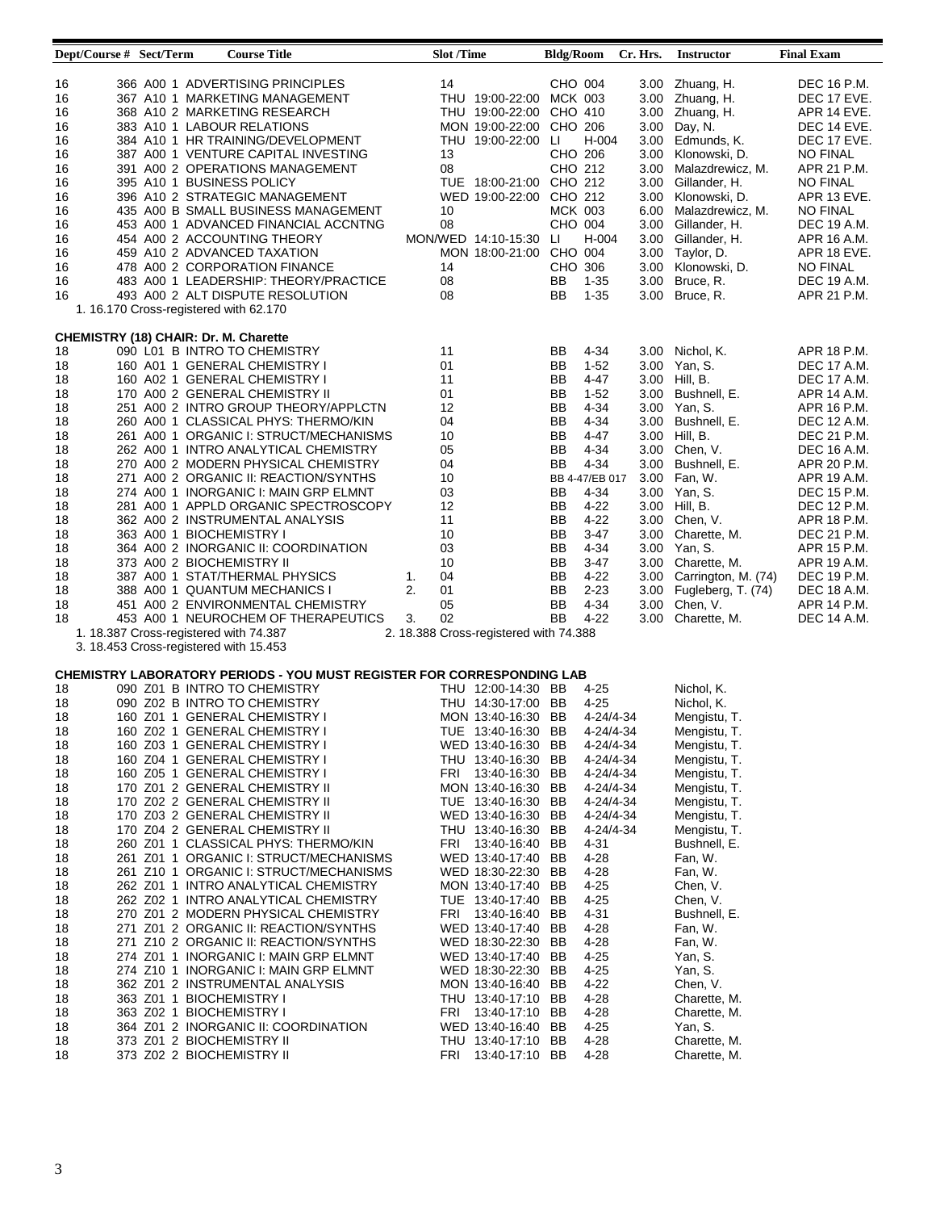| Dept/Course # | Sect/Term | Course Title | | Slot /Time | Bldg/Room | Cr. Hrs. | Instructor | Final Exam |
|---|---|---|---|---|---|---|---|---|
| 16 | 366 A00 1 | ADVERTISING PRINCIPLES | | 14 | CHO 004 | 3.00 | Zhuang, H. | DEC 16 P.M. |
| 16 | 367 A10 1 | MARKETING MANAGEMENT | | THU 19:00-22:00 | MCK 003 | 3.00 | Zhuang, H. | DEC 17 EVE. |
| 16 | 368 A10 2 | MARKETING RESEARCH | | THU 19:00-22:00 | CHO 410 | 3.00 | Zhuang, H. | APR 14 EVE. |
| 16 | 383 A10 1 | LABOUR RELATIONS | | MON 19:00-22:00 | CHO 206 | 3.00 | Day, N. | DEC 14 EVE. |
| 16 | 384 A10 1 | HR TRAINING/DEVELOPMENT | | THU 19:00-22:00 | LI H-004 | 3.00 | Edmunds, K. | DEC 17 EVE. |
| 16 | 387 A00 1 | VENTURE CAPITAL INVESTING | | 13 | CHO 206 | 3.00 | Klonowski, D. | NO FINAL |
| 16 | 391 A00 2 | OPERATIONS MANAGEMENT | | 08 | CHO 212 | 3.00 | Malazdrewicz, M. | APR 21 P.M. |
| 16 | 395 A10 1 | BUSINESS POLICY | | TUE 18:00-21:00 | CHO 212 | 3.00 | Gillander, H. | NO FINAL |
| 16 | 396 A10 2 | STRATEGIC MANAGEMENT | | WED 19:00-22:00 | CHO 212 | 3.00 | Klonowski, D. | APR 13 EVE. |
| 16 | 435 A00 B | SMALL BUSINESS MANAGEMENT | | 10 | MCK 003 | 6.00 | Malazdrewicz, M. | NO FINAL |
| 16 | 453 A00 1 | ADVANCED FINANCIAL ACCNTNG | | 08 | CHO 004 | 3.00 | Gillander, H. | DEC 19 A.M. |
| 16 | 454 A00 2 | ACCOUNTING THEORY | | MON/WED 14:10-15:30 | LI H-004 | 3.00 | Gillander, H. | APR 16 A.M. |
| 16 | 459 A10 2 | ADVANCED TAXATION | | MON 18:00-21:00 | CHO 004 | 3.00 | Taylor, D. | APR 18 EVE. |
| 16 | 478 A00 2 | CORPORATION FINANCE | | 14 | CHO 306 | 3.00 | Klonowski, D. | NO FINAL |
| 16 | 483 A00 1 | LEADERSHIP: THEORY/PRACTICE | | 08 | BB 1-35 | 3.00 | Bruce, R. | DEC 19 A.M. |
| 16 | 493 A00 2 | ALT DISPUTE RESOLUTION | | 08 | BB 1-35 | 3.00 | Bruce, R. | APR 21 P.M. |

1. 16.170 Cross-registered with 62.170

**CHEMISTRY (18) CHAIR: Dr. M. Charette**

| Dept/Course # | Sect/Term | Course Title | | Slot /Time | Bldg/Room | Cr. Hrs. | Instructor | Final Exam |
|---|---|---|---|---|---|---|---|---|
| 18 | 090 L01 B | INTRO TO CHEMISTRY | | 11 | BB 4-34 | 3.00 | Nichol, K. | APR 18 P.M. |
| 18 | 160 A01 1 | GENERAL CHEMISTRY I | | 01 | BB 1-52 | 3.00 | Yan, S. | DEC 17 A.M. |
| 18 | 160 A02 1 | GENERAL CHEMISTRY I | | 11 | BB 4-47 | 3.00 | Hill, B. | DEC 17 A.M. |
| 18 | 170 A00 2 | GENERAL CHEMISTRY II | | 01 | BB 1-52 | 3.00 | Bushnell, E. | APR 14 A.M. |
| 18 | 251 A00 2 | INTRO GROUP THEORY/APPLCTN | | 12 | BB 4-34 | 3.00 | Yan, S. | APR 16 P.M. |
| 18 | 260 A00 1 | CLASSICAL PHYS: THERMO/KIN | | 04 | BB 4-34 | 3.00 | Bushnell, E. | DEC 12 A.M. |
| 18 | 261 A00 1 | ORGANIC I: STRUCT/MECHANISMS | | 10 | BB 4-47 | 3.00 | Hill, B. | DEC 21 P.M. |
| 18 | 262 A00 1 | INTRO ANALYTICAL CHEMISTRY | | 05 | BB 4-34 | 3.00 | Chen, V. | DEC 16 A.M. |
| 18 | 270 A00 2 | MODERN PHYSICAL CHEMISTRY | | 04 | BB 4-34 | 3.00 | Bushnell, E. | APR 20 P.M. |
| 18 | 271 A00 2 | ORGANIC II: REACTION/SYNTHS | | 10 | BB 4-47/EB 017 | 3.00 | Fan, W. | APR 19 A.M. |
| 18 | 274 A00 1 | INORGANIC I: MAIN GRP ELMNT | | 03 | BB 4-34 | 3.00 | Yan, S. | DEC 15 P.M. |
| 18 | 281 A00 1 | APPLD ORGANIC SPECTROSCOPY | | 12 | BB 4-22 | 3.00 | Hill, B. | DEC 12 P.M. |
| 18 | 362 A00 2 | INSTRUMENTAL ANALYSIS | | 11 | BB 4-22 | 3.00 | Chen, V. | APR 18 P.M. |
| 18 | 363 A00 1 | BIOCHEMISTRY I | | 10 | BB 3-47 | 3.00 | Charette, M. | DEC 21 P.M. |
| 18 | 364 A00 2 | INORGANIC II: COORDINATION | | 03 | BB 4-34 | 3.00 | Yan, S. | APR 15 P.M. |
| 18 | 373 A00 2 | BIOCHEMISTRY II | | 10 | BB 3-47 | 3.00 | Charette, M. | APR 19 A.M. |
| 18 | 387 A00 1 | STAT/THERMAL PHYSICS | 1. | 04 | BB 4-22 | 3.00 | Carrington, M. (74) | DEC 19 P.M. |
| 18 | 388 A00 1 | QUANTUM MECHANICS I | 2. | 01 | BB 2-23 | 3.00 | Fugleberg, T. (74) | DEC 18 A.M. |
| 18 | 451 A00 2 | ENVIRONMENTAL CHEMISTRY | | 05 | BB 4-34 | 3.00 | Chen, V. | APR 14 P.M. |
| 18 | 453 A00 1 | NEUROCHEM OF THERAPEUTICS | 3. | 02 | BB 4-22 | 3.00 | Charette, M. | DEC 14 A.M. |

1. 18.387 Cross-registered with 74.387
2. 18.388 Cross-registered with 74.388
3. 18.453 Cross-registered with 15.453

**CHEMISTRY LABORATORY PERIODS - YOU MUST REGISTER FOR CORRESPONDING LAB**

| Dept/Course # | Sect/Term | Course Title | Slot /Time | Bldg/Room | Instructor |
|---|---|---|---|---|---|
| 18 | 090 Z01 B | INTRO TO CHEMISTRY | THU 12:00-14:30 | BB 4-25 | Nichol, K. |
| 18 | 090 Z02 B | INTRO TO CHEMISTRY | THU 14:30-17:00 | BB 4-25 | Nichol, K. |
| 18 | 160 Z01 1 | GENERAL CHEMISTRY I | MON 13:40-16:30 | BB 4-24/4-34 | Mengistu, T. |
| 18 | 160 Z02 1 | GENERAL CHEMISTRY I | TUE 13:40-16:30 | BB 4-24/4-34 | Mengistu, T. |
| 18 | 160 Z03 1 | GENERAL CHEMISTRY I | WED 13:40-16:30 | BB 4-24/4-34 | Mengistu, T. |
| 18 | 160 Z04 1 | GENERAL CHEMISTRY I | THU 13:40-16:30 | BB 4-24/4-34 | Mengistu, T. |
| 18 | 160 Z05 1 | GENERAL CHEMISTRY I | FRI 13:40-16:30 | BB 4-24/4-34 | Mengistu, T. |
| 18 | 170 Z01 2 | GENERAL CHEMISTRY II | MON 13:40-16:30 | BB 4-24/4-34 | Mengistu, T. |
| 18 | 170 Z02 2 | GENERAL CHEMISTRY II | TUE 13:40-16:30 | BB 4-24/4-34 | Mengistu, T. |
| 18 | 170 Z03 2 | GENERAL CHEMISTRY II | WED 13:40-16:30 | BB 4-24/4-34 | Mengistu, T. |
| 18 | 170 Z04 2 | GENERAL CHEMISTRY II | THU 13:40-16:30 | BB 4-24/4-34 | Mengistu, T. |
| 18 | 260 Z01 1 | CLASSICAL PHYS: THERMO/KIN | FRI 13:40-16:40 | BB 4-31 | Bushnell, E. |
| 18 | 261 Z01 1 | ORGANIC I: STRUCT/MECHANISMS | WED 13:40-17:40 | BB 4-28 | Fan, W. |
| 18 | 261 Z10 1 | ORGANIC I: STRUCT/MECHANISMS | WED 18:30-22:30 | BB 4-28 | Fan, W. |
| 18 | 262 Z01 1 | INTRO ANALYTICAL CHEMISTRY | MON 13:40-17:40 | BB 4-25 | Chen, V. |
| 18 | 262 Z02 1 | INTRO ANALYTICAL CHEMISTRY | TUE 13:40-17:40 | BB 4-25 | Chen, V. |
| 18 | 270 Z01 2 | MODERN PHYSICAL CHEMISTRY | FRI 13:40-16:40 | BB 4-31 | Bushnell, E. |
| 18 | 271 Z01 2 | ORGANIC II: REACTION/SYNTHS | WED 13:40-17:40 | BB 4-28 | Fan, W. |
| 18 | 271 Z10 2 | ORGANIC II: REACTION/SYNTHS | WED 18:30-22:30 | BB 4-28 | Fan, W. |
| 18 | 274 Z01 1 | INORGANIC I: MAIN GRP ELMNT | WED 13:40-17:40 | BB 4-25 | Yan, S. |
| 18 | 274 Z10 1 | INORGANIC I: MAIN GRP ELMNT | WED 18:30-22:30 | BB 4-25 | Yan, S. |
| 18 | 362 Z01 2 | INSTRUMENTAL ANALYSIS | MON 13:40-16:40 | BB 4-22 | Chen, V. |
| 18 | 363 Z01 1 | BIOCHEMISTRY I | THU 13:40-17:10 | BB 4-28 | Charette, M. |
| 18 | 363 Z02 1 | BIOCHEMISTRY I | FRI 13:40-17:10 | BB 4-28 | Charette, M. |
| 18 | 364 Z01 2 | INORGANIC II: COORDINATION | WED 13:40-16:40 | BB 4-25 | Yan, S. |
| 18 | 373 Z01 2 | BIOCHEMISTRY II | THU 13:40-17:10 | BB 4-28 | Charette, M. |
| 18 | 373 Z02 2 | BIOCHEMISTRY II | FRI 13:40-17:10 | BB 4-28 | Charette, M. |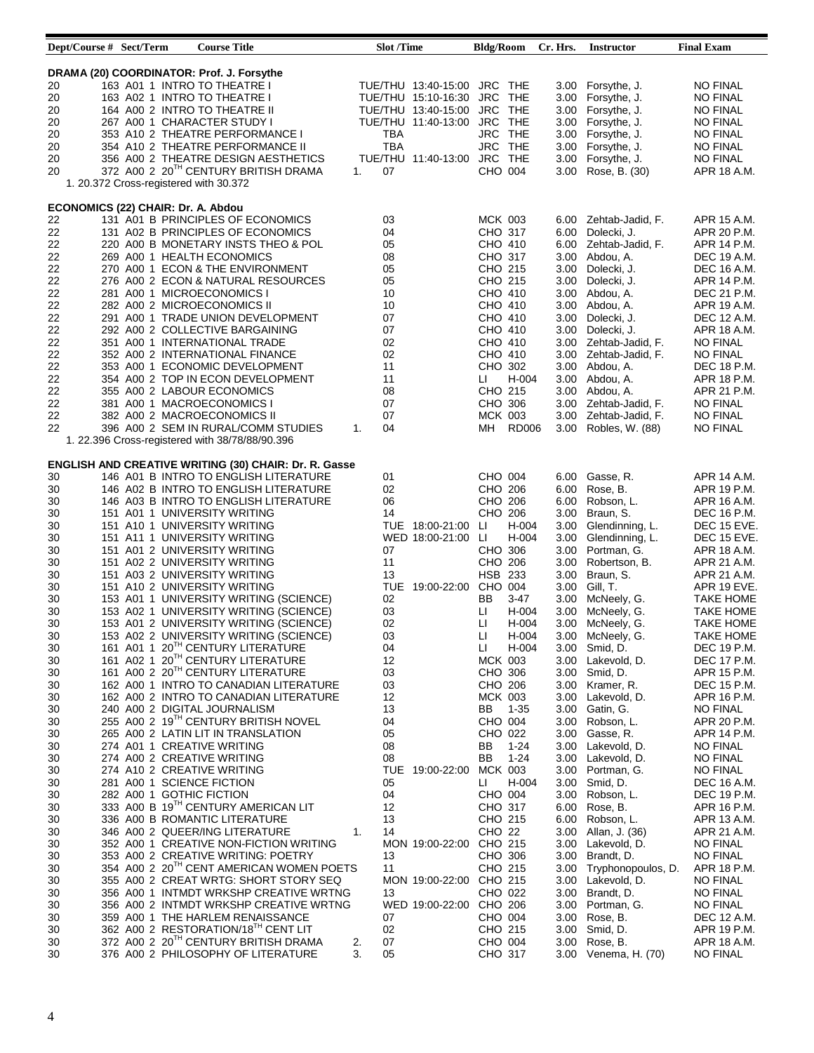| Dept/Course # | Sect/Term | Course Title | | Slot /Time | Bldg/Room | Cr. Hrs. | Instructor | Final Exam |
|---|---|---|---|---|---|---|---|---|
| **DRAMA (20) COORDINATOR: Prof. J. Forsythe** | | | | | | | | |
| 20 | 163 A01 1 | INTRO TO THEATRE I | | TUE/THU 13:40-15:00 | JRC THE | 3.00 | Forsythe, J. | NO FINAL |
| 20 | 163 A02 1 | INTRO TO THEATRE I | | TUE/THU 15:10-16:30 | JRC THE | 3.00 | Forsythe, J. | NO FINAL |
| 20 | 164 A00 2 | INTRO TO THEATRE II | | TUE/THU 13:40-15:00 | JRC THE | 3.00 | Forsythe, J. | NO FINAL |
| 20 | 267 A00 1 | CHARACTER STUDY I | | TUE/THU 11:40-13:00 | JRC THE | 3.00 | Forsythe, J. | NO FINAL |
| 20 | 353 A10 2 | THEATRE PERFORMANCE I | | TBA | JRC THE | 3.00 | Forsythe, J. | NO FINAL |
| 20 | 354 A10 2 | THEATRE PERFORMANCE II | | TBA | JRC THE | 3.00 | Forsythe, J. | NO FINAL |
| 20 | 356 A00 2 | THEATRE DESIGN AESTHETICS | | TUE/THU 11:40-13:00 | JRC THE | 3.00 | Forsythe, J. | NO FINAL |
| 20 | 372 A00 2 | 20TH CENTURY BRITISH DRAMA | 1. | 07 | CHO 004 | 3.00 | Rose, B. (30) | APR 18 A.M. |
| 1. 20.372 Cross-registered with 30.372 | | | | | | | | |
| **ECONOMICS (22) CHAIR: Dr. A. Abdou** | | | | | | | | |
| 22 | 131 A01 B | PRINCIPLES OF ECONOMICS | | 03 | MCK 003 | 6.00 | Zehtab-Jadid, F. | APR 15 A.M. |
| 22 | 131 A02 B | PRINCIPLES OF ECONOMICS | | 04 | CHO 317 | 6.00 | Dolecki, J. | APR 20 P.M. |
| 22 | 220 A00 B | MONETARY INSTS THEO & POL | | 05 | CHO 410 | 6.00 | Zehtab-Jadid, F. | APR 14 P.M. |
| 22 | 269 A00 1 | HEALTH ECONOMICS | | 08 | CHO 317 | 3.00 | Abdou, A. | DEC 19 A.M. |
| 22 | 270 A00 1 | ECON & THE ENVIRONMENT | | 05 | CHO 215 | 3.00 | Dolecki, J. | DEC 16 A.M. |
| 22 | 276 A00 2 | ECON & NATURAL RESOURCES | | 05 | CHO 215 | 3.00 | Dolecki, J. | APR 14 P.M. |
| 22 | 281 A00 1 | MICROECONOMICS I | | 10 | CHO 410 | 3.00 | Abdou, A. | DEC 21 P.M. |
| 22 | 282 A00 2 | MICROECONOMICS II | | 10 | CHO 410 | 3.00 | Abdou, A. | APR 19 A.M. |
| 22 | 291 A00 1 | TRADE UNION DEVELOPMENT | | 07 | CHO 410 | 3.00 | Dolecki, J. | DEC 12 A.M. |
| 22 | 292 A00 2 | COLLECTIVE BARGAINING | | 07 | CHO 410 | 3.00 | Dolecki, J. | APR 18 A.M. |
| 22 | 351 A00 1 | INTERNATIONAL TRADE | | 02 | CHO 410 | 3.00 | Zehtab-Jadid, F. | NO FINAL |
| 22 | 352 A00 2 | INTERNATIONAL FINANCE | | 02 | CHO 410 | 3.00 | Zehtab-Jadid, F. | NO FINAL |
| 22 | 353 A00 1 | ECONOMIC DEVELOPMENT | | 11 | CHO 302 | 3.00 | Abdou, A. | DEC 18 P.M. |
| 22 | 354 A00 2 | TOP IN ECON DEVELOPMENT | | 11 | LI H-004 | 3.00 | Abdou, A. | APR 18 P.M. |
| 22 | 355 A00 2 | LABOUR ECONOMICS | | 08 | CHO 215 | 3.00 | Abdou, A. | APR 21 P.M. |
| 22 | 381 A00 1 | MACROECONOMICS I | | 07 | CHO 306 | 3.00 | Zehtab-Jadid, F. | NO FINAL |
| 22 | 382 A00 2 | MACROECONOMICS II | | 07 | MCK 003 | 3.00 | Zehtab-Jadid, F. | NO FINAL |
| 22 | 396 A00 2 | SEM IN RURAL/COMM STUDIES | 1. | 04 | MH RD006 | 3.00 | Robles, W. (88) | NO FINAL |
| 1. 22.396 Cross-registered with 38/78/88/90.396 | | | | | | | | |
| **ENGLISH AND CREATIVE WRITING (30) CHAIR: Dr. R. Gasse** | | | | | | | | |
| 30 | 146 A01 B | INTRO TO ENGLISH LITERATURE | | 01 | CHO 004 | 6.00 | Gasse, R. | APR 14 A.M. |
| 30 | 146 A02 B | INTRO TO ENGLISH LITERATURE | | 02 | CHO 206 | 6.00 | Rose, B. | APR 19 P.M. |
| 30 | 146 A03 B | INTRO TO ENGLISH LITERATURE | | 06 | CHO 206 | 6.00 | Robson, L. | APR 16 A.M. |
| 30 | 151 A01 1 | UNIVERSITY WRITING | | 14 | CHO 206 | 3.00 | Braun, S. | DEC 16 P.M. |
| 30 | 151 A10 1 | UNIVERSITY WRITING | | TUE 18:00-21:00 | LI H-004 | 3.00 | Glendinning, L. | DEC 15 EVE. |
| 30 | 151 A11 1 | UNIVERSITY WRITING | | WED 18:00-21:00 | LI H-004 | 3.00 | Glendinning, L. | DEC 15 EVE. |
| 30 | 151 A01 2 | UNIVERSITY WRITING | | 07 | CHO 306 | 3.00 | Portman, G. | APR 18 A.M. |
| 30 | 151 A02 2 | UNIVERSITY WRITING | | 11 | CHO 206 | 3.00 | Robertson, B. | APR 21 A.M. |
| 30 | 151 A03 2 | UNIVERSITY WRITING | | 13 | HSB 233 | 3.00 | Braun, S. | APR 21 A.M. |
| 30 | 151 A10 2 | UNIVERSITY WRITING | | TUE 19:00-22:00 | CHO 004 | 3.00 | Gill, T. | APR 19 EVE. |
| 30 | 153 A01 1 | UNIVERSITY WRITING (SCIENCE) | | 02 | BB 3-47 | 3.00 | McNeely, G. | TAKE HOME |
| 30 | 153 A02 1 | UNIVERSITY WRITING (SCIENCE) | | 03 | LI H-004 | 3.00 | McNeely, G. | TAKE HOME |
| 30 | 153 A01 2 | UNIVERSITY WRITING (SCIENCE) | | 02 | LI H-004 | 3.00 | McNeely, G. | TAKE HOME |
| 30 | 153 A02 2 | UNIVERSITY WRITING (SCIENCE) | | 03 | LI H-004 | 3.00 | McNeely, G. | TAKE HOME |
| 30 | 161 A01 1 | 20TH CENTURY LITERATURE | | 04 | LI H-004 | 3.00 | Smid, D. | DEC 19 P.M. |
| 30 | 161 A02 1 | 20TH CENTURY LITERATURE | | 12 | MCK 003 | 3.00 | Lakevold, D. | DEC 17 P.M. |
| 30 | 161 A00 2 | 20TH CENTURY LITERATURE | | 03 | CHO 306 | 3.00 | Smid, D. | APR 15 P.M. |
| 30 | 162 A00 1 | INTRO TO CANADIAN LITERATURE | | 03 | CHO 206 | 3.00 | Kramer, R. | DEC 15 P.M. |
| 30 | 162 A00 2 | INTRO TO CANADIAN LITERATURE | | 12 | MCK 003 | 3.00 | Lakevold, D. | APR 16 P.M. |
| 30 | 240 A00 2 | DIGITAL JOURNALISM | | 13 | BB 1-35 | 3.00 | Gatin, G. | NO FINAL |
| 30 | 255 A00 2 | 19TH CENTURY BRITISH NOVEL | | 04 | CHO 004 | 3.00 | Robson, L. | APR 20 P.M. |
| 30 | 265 A00 2 | LATIN LIT IN TRANSLATION | | 05 | CHO 022 | 3.00 | Gasse, R. | APR 14 P.M. |
| 30 | 274 A01 1 | CREATIVE WRITING | | 08 | BB 1-24 | 3.00 | Lakevold, D. | NO FINAL |
| 30 | 274 A00 2 | CREATIVE WRITING | | 08 | BB 1-24 | 3.00 | Lakevold, D. | NO FINAL |
| 30 | 274 A10 2 | CREATIVE WRITING | | TUE 19:00-22:00 | MCK 003 | 3.00 | Portman, G. | NO FINAL |
| 30 | 281 A00 1 | SCIENCE FICTION | | 05 | LI H-004 | 3.00 | Smid, D. | DEC 16 A.M. |
| 30 | 282 A00 1 | GOTHIC FICTION | | 04 | CHO 004 | 3.00 | Robson, L. | DEC 19 P.M. |
| 30 | 333 A00 B | 19TH CENTURY AMERICAN LIT | | 12 | CHO 317 | 6.00 | Rose, B. | APR 16 P.M. |
| 30 | 336 A00 B | ROMANTIC LITERATURE | | 13 | CHO 215 | 6.00 | Robson, L. | APR 13 A.M. |
| 30 | 346 A00 2 | QUEER/ING LITERATURE | 1. | 14 | CHO 22 | 3.00 | Allan, J. (36) | APR 21 A.M. |
| 30 | 352 A00 1 | CREATIVE NON-FICTION WRITING | | MON 19:00-22:00 | CHO 215 | 3.00 | Lakevold, D. | NO FINAL |
| 30 | 353 A00 2 | CREATIVE WRITING: POETRY | | 13 | CHO 306 | 3.00 | Brandt, D. | NO FINAL |
| 30 | 354 A00 2 | 20TH CENT AMERICAN WOMEN POETS | | 11 | CHO 215 | 3.00 | Tryphonopoulos, D. | APR 18 P.M. |
| 30 | 355 A00 2 | CREAT WRTG: SHORT STORY SEQ | | MON 19:00-22:00 | CHO 215 | 3.00 | Lakevold, D. | NO FINAL |
| 30 | 356 A00 1 | INTMDT WRKSHP CREATIVE WRTNG | | 13 | CHO 022 | 3.00 | Brandt, D. | NO FINAL |
| 30 | 356 A00 2 | INTMDT WRKSHP CREATIVE WRTNG | | WED 19:00-22:00 | CHO 206 | 3.00 | Portman, G. | NO FINAL |
| 30 | 359 A00 1 | THE HARLEM RENAISSANCE | | 07 | CHO 004 | 3.00 | Rose, B. | DEC 12 A.M. |
| 30 | 362 A00 2 | RESTORATION/18TH CENT LIT | | 02 | CHO 215 | 3.00 | Smid, D. | APR 19 P.M. |
| 30 | 372 A00 2 | 20TH CENTURY BRITISH DRAMA | 2. | 07 | CHO 004 | 3.00 | Rose, B. | APR 18 A.M. |
| 30 | 376 A00 2 | PHILOSOPHY OF LITERATURE | 3. | 05 | CHO 317 | 3.00 | Venema, H. (70) | NO FINAL |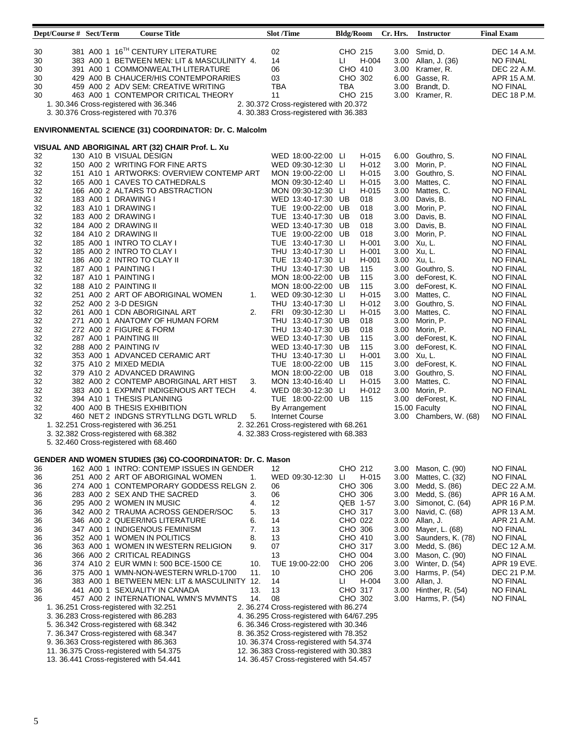| Dept/Course # | Sect/Term | Course Title | | Slot /Time | Bldg/Room | Cr. Hrs. | Instructor | Final Exam |
|---|---|---|---|---|---|---|---|---|
| 30 381 | A00 1 | 16TH CENTURY LITERATURE | | 02 | CHO 215 | 3.00 | Smid, D. | DEC 14 A.M. |
| 30 383 | A00 1 | BETWEEN MEN: LIT & MASCULINITY | 4. | 14 | LI H-004 | 3.00 | Allan, J. (36) | NO FINAL |
| 30 391 | A00 1 | COMMONWEALTH LITERATURE | | 06 | CHO 410 | 3.00 | Kramer, R. | DEC 22 A.M. |
| 30 429 | A00 B | CHAUCER/HIS CONTEMPORARIES | | 03 | CHO 302 | 6.00 | Gasse, R. | APR 15 A.M. |
| 30 459 | A00 2 | ADV SEM: CREATIVE WRITING | | TBA | TBA | 3.00 | Brandt, D. | NO FINAL |
| 30 463 | A00 1 | CONTEMPOR CRITICAL THEORY | | 11 | CHO 215 | 3.00 | Kramer, R. | DEC 18 P.M. |

1. 30.346 Cross-registered with 36.346
2. 30.372 Cross-registered with 20.372
3. 30.376 Cross-registered with 70.376
4. 30.383 Cross-registered with 36.383

## ENVIRONMENTAL SCIENCE (31) COORDINATOR: Dr. C. Malcolm

## VISUAL AND ABORIGINAL ART (32) CHAIR Prof. L. Xu

| Dept/Course # | Sect/Term | Course Title | | Slot /Time | Bldg/Room | Cr. Hrs. | Instructor | Final Exam |
|---|---|---|---|---|---|---|---|---|
| 32 130 | A10 B | VISUAL DESIGN | | WED 18:00-22:00 | LI H-015 | 6.00 | Gouthro, S. | NO FINAL |
| 32 150 | A00 2 | WRITING FOR FINE ARTS | | WED 09:30-12:30 | LI H-012 | 3.00 | Morin, P. | NO FINAL |
| 32 151 | A10 1 | ARTWORKS: OVERVIEW CONTEMP ART | | MON 19:00-22:00 | LI H-015 | 3.00 | Gouthro, S. | NO FINAL |
| 32 165 | A00 1 | CAVES TO CATHEDRALS | | MON 09:30-12:40 | LI H-015 | 3.00 | Mattes, C. | NO FINAL |
| 32 166 | A00 2 | ALTARS TO ABSTRACTION | | MON 09:30-12:30 | LI H-015 | 3.00 | Mattes, C. | NO FINAL |
| 32 183 | A00 1 | DRAWING I | | WED 13:40-17:30 | UB 018 | 3.00 | Davis, B. | NO FINAL |
| 32 183 | A10 1 | DRAWING I | | TUE 19:00-22:00 | UB 018 | 3.00 | Morin, P. | NO FINAL |
| 32 183 | A00 2 | DRAWING I | | TUE 13:40-17:30 | UB 018 | 3.00 | Davis, B. | NO FINAL |
| 32 184 | A00 2 | DRAWING II | | WED 13:40-17:30 | UB 018 | 3.00 | Davis, B. | NO FINAL |
| 32 184 | A10 2 | DRAWING II | | TUE 19:00-22:00 | UB 018 | 3.00 | Morin, P. | NO FINAL |
| 32 185 | A00 1 | INTRO TO CLAY I | | TUE 13:40-17:30 | LI H-001 | 3.00 | Xu, L. | NO FINAL |
| 32 185 | A00 2 | INTRO TO CLAY I | | THU 13:40-17:30 | LI H-001 | 3.00 | Xu, L. | NO FINAL |
| 32 186 | A00 2 | INTRO TO CLAY II | | TUE 13:40-17:30 | LI H-001 | 3.00 | Xu, L. | NO FINAL |
| 32 187 | A00 1 | PAINTING I | | THU 13:40-17:30 | UB 115 | 3.00 | Gouthro, S. | NO FINAL |
| 32 187 | A10 1 | PAINTING I | | MON 18:00-22:00 | UB 115 | 3.00 | deForest, K. | NO FINAL |
| 32 188 | A10 2 | PAINTING II | | MON 18:00-22:00 | UB 115 | 3.00 | deForest, K. | NO FINAL |
| 32 251 | A00 2 | ART OF ABORIGINAL WOMEN | 1. | WED 09:30-12:30 | LI H-015 | 3.00 | Mattes, C. | NO FINAL |
| 32 252 | A00 2 | 3-D DESIGN | | THU 13:40-17:30 | LI H-012 | 3.00 | Gouthro, S. | NO FINAL |
| 32 261 | A00 1 | CDN ABORIGINAL ART | 2. | FRI 09:30-12:30 | LI H-015 | 3.00 | Mattes, C. | NO FINAL |
| 32 271 | A00 1 | ANATOMY OF HUMAN FORM | | THU 13:40-17:30 | UB 018 | 3.00 | Morin, P. | NO FINAL |
| 32 272 | A00 2 | FIGURE & FORM | | THU 13:40-17:30 | UB 018 | 3.00 | Morin, P. | NO FINAL |
| 32 287 | A00 1 | PAINTING III | | WED 13:40-17:30 | UB 115 | 3.00 | deForest, K. | NO FINAL |
| 32 288 | A00 2 | PAINTING IV | | WED 13:40-17:30 | UB 115 | 3.00 | deForest, K. | NO FINAL |
| 32 353 | A00 1 | ADVANCED CERAMIC ART | | THU 13:40-17:30 | LI H-001 | 3.00 | Xu, L. | NO FINAL |
| 32 375 | A10 2 | MIXED MEDIA | | TUE 18:00-22:00 | UB 115 | 3.00 | deForest, K. | NO FINAL |
| 32 379 | A10 2 | ADVANCED DRAWING | | MON 18:00-22:00 | UB 018 | 3.00 | Gouthro, S. | NO FINAL |
| 32 382 | A00 2 | CONTEMP ABORIGINAL ART HIST | 3. | MON 13:40-16:40 | LI H-015 | 3.00 | Mattes, C. | NO FINAL |
| 32 383 | A00 1 | EXPMNT INDIGENOUS ART TECH | 4. | WED 08:30-12:30 | LI H-012 | 3.00 | Morin, P. | NO FINAL |
| 32 394 | A10 1 | THESIS PLANNING | | TUE 18:00-22:00 | UB 115 | 3.00 | deForest, K. | NO FINAL |
| 32 400 | A00 B | THESIS EXHIBITION | | By Arrangement | | 15.00 | Faculty | NO FINAL |
| 32 460 | NET 2 | INDGNS STRYTLLNG DGTL WRLD | 5. | Internet Course | | 3.00 | Chambers, W. (68) | NO FINAL |

1. 32.251 Cross-registered with 36.251
2. 32.261 Cross-registered with 68.261
3. 32.382 Cross-registered with 68.382
4. 32.383 Cross-registered with 68.383
5. 32.460 Cross-registered with 68.460

## GENDER AND WOMEN STUDIES (36) CO-COORDINATOR: Dr. C. Mason

| Dept/Course # | Sect/Term | Course Title | | Slot /Time | Bldg/Room | Cr. Hrs. | Instructor | Final Exam |
|---|---|---|---|---|---|---|---|---|
| 36 162 | A00 1 | INTRO: CONTEMP ISSUES IN GENDER | | 12 | CHO 212 | 3.00 | Mason, C. (90) | NO FINAL |
| 36 251 | A00 2 | ART OF ABORIGINAL WOMEN | 1. | WED 09:30-12:30 | LI H-015 | 3.00 | Mattes, C. (32) | NO FINAL |
| 36 274 | A00 1 | CONTEMPORARY GODDESS RELGN | 2. | 06 | CHO 306 | 3.00 | Medd, S. (86) | DEC 22 A.M. |
| 36 283 | A00 2 | SEX AND THE SACRED | 3. | 06 | CHO 306 | 3.00 | Medd, S. (86) | APR 16 A.M. |
| 36 295 | A00 2 | WOMEN IN MUSIC | 4. | 12 | QEB 1-57 | 3.00 | Simonot, C. (64) | APR 16 P.M. |
| 36 342 | A00 2 | TRAUMA ACROSS GENDER/SOC | 5. | 13 | CHO 317 | 3.00 | Navid, C. (68) | APR 13 A.M. |
| 36 346 | A00 2 | QUEER/ING LITERATURE | 6. | 14 | CHO 022 | 3.00 | Allan, J. | APR 21 A.M. |
| 36 347 | A00 1 | INDIGENOUS FEMINISM | 7. | 13 | CHO 306 | 3.00 | Mayer, L. (68) | NO FINAL |
| 36 352 | A00 1 | WOMEN IN POLITICS | 8. | 13 | CHO 410 | 3.00 | Saunders, K. (78) | NO FINAL |
| 36 363 | A00 1 | WOMEN IN WESTERN RELIGION | 9. | 07 | CHO 317 | 3.00 | Medd, S. (86) | DEC 12 A.M. |
| 36 366 | A00 2 | CRITICAL READINGS | | 13 | CHO 004 | 3.00 | Mason, C. (90) | NO FINAL |
| 36 374 | A10 2 | EUR WMN I: 500 BCE-1500 CE | 10. | TUE 19:00-22:00 | CHO 206 | 3.00 | Winter, D. (54) | APR 19 EVE. |
| 36 375 | A00 1 | WMN-NON-WESTERN WRLD-1700 | 11. | 10 | CHO 206 | 3.00 | Harms, P. (54) | DEC 21 P.M. |
| 36 383 | A00 1 | BETWEEN MEN: LIT & MASCULINITY | 12. | 14 | LI H-004 | 3.00 | Allan, J. | NO FINAL |
| 36 441 | A00 1 | SEXUALITY IN CANADA | 13. | 13 | CHO 317 | 3.00 | Hinther, R. (54) | NO FINAL |
| 36 457 | A00 2 | INTERNATIONAL WMN'S MVMNTS | 14. | 08 | CHO 302 | 3.00 | Harms, P. (54) | NO FINAL |

1. 36.251 Cross-registered with 32.251
2. 36.274 Cross-registered with 86.274
3. 36.283 Cross-registered with 86.283
4. 36.295 Cross-registered with 64/67.295
5. 36.342 Cross-registered with 68.342
6. 36.346 Cross-registered with 30.346
7. 36.347 Cross-registered with 68.347
8. 36.352 Cross-registered with 78.352
9. 36.363 Cross-registered with 86.363
10. 36.374 Cross-registered with 54.374
11. 36.375 Cross-registered with 54.375
12. 36.383 Cross-registered with 30.383
13. 36.441 Cross-registered with 54.441
14. 36.457 Cross-registered with 54.457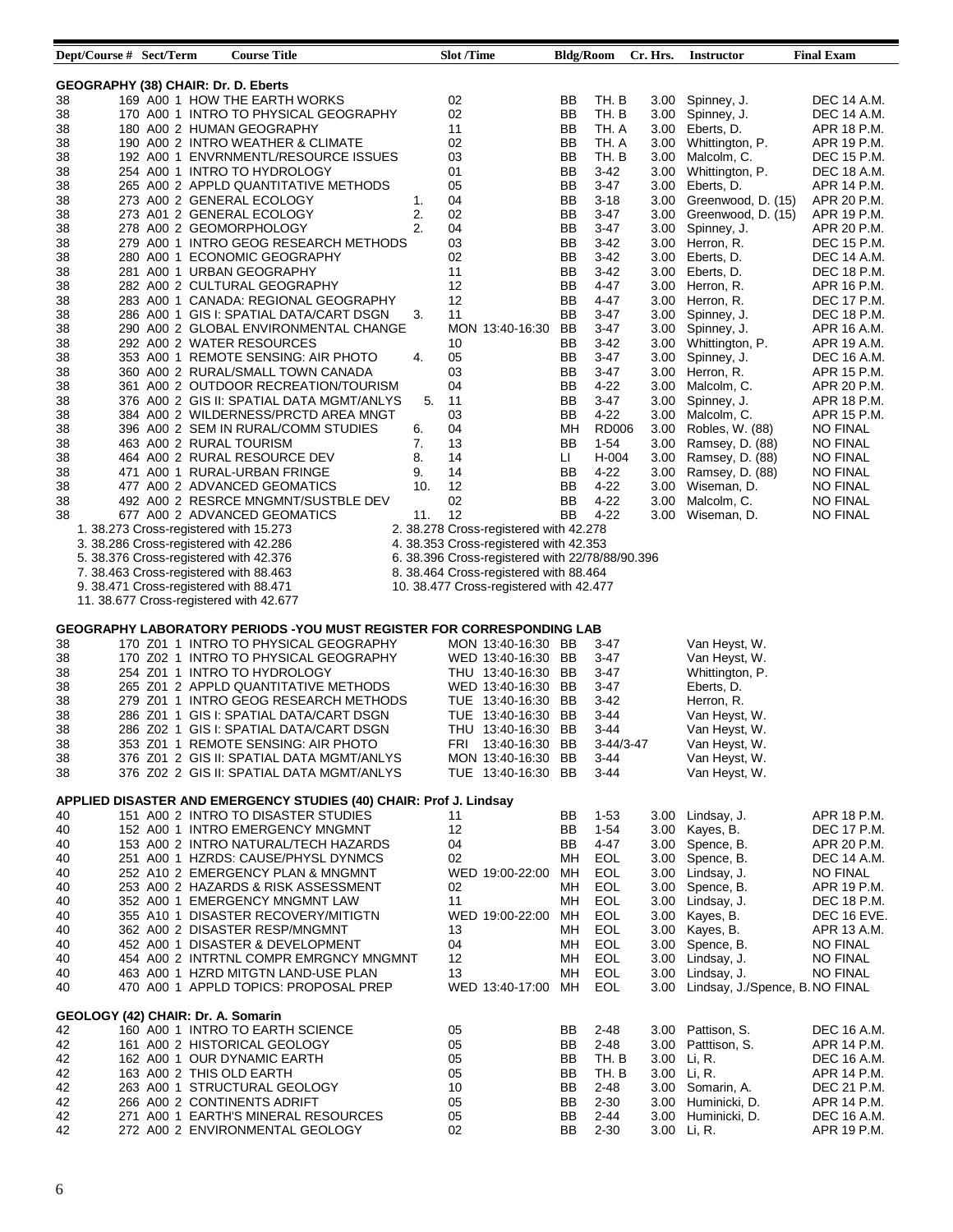| Dept/Course # | Sect/Term | Course Title | | Slot /Time | Bldg/Room | | Cr. Hrs. | Instructor | Final Exam |
|---|---|---|---|---|---|---|---|---|---|
| **GEOGRAPHY (38) CHAIR: Dr. D. Eberts** | | | | | | | | | |
| 38 | 169 A00 1 | HOW THE EARTH WORKS | | 02 | BB | TH. B | 3.00 | Spinney, J. | DEC 14 A.M. |
| 38 | 170 A00 1 | INTRO TO PHYSICAL GEOGRAPHY | | 02 | BB | TH. B | 3.00 | Spinney, J. | DEC 14 A.M. |
| 38 | 180 A00 2 | HUMAN GEOGRAPHY | | 11 | BB | TH. A | 3.00 | Eberts, D. | APR 18 P.M. |
| 38 | 190 A00 2 | INTRO WEATHER & CLIMATE | | 02 | BB | TH. A | 3.00 | Whittington, P. | APR 19 P.M. |
| 38 | 192 A00 1 | ENVRNMENTL/RESOURCE ISSUES | | 03 | BB | TH. B | 3.00 | Malcolm, C. | DEC 15 P.M. |
| 38 | 254 A00 1 | INTRO TO HYDROLOGY | | 01 | BB | 3-42 | 3.00 | Whittington, P. | DEC 18 A.M. |
| 38 | 265 A00 2 | APPLD QUANTITATIVE METHODS | | 05 | BB | 3-47 | 3.00 | Eberts, D. | APR 14 P.M. |
| 38 | 273 A00 2 | GENERAL ECOLOGY | 1. | 04 | BB | 3-18 | 3.00 | Greenwood, D. (15) | APR 20 P.M. |
| 38 | 273 A01 2 | GENERAL ECOLOGY | 2. | 02 | BB | 3-47 | 3.00 | Greenwood, D. (15) | APR 19 P.M. |
| 38 | 278 A00 2 | GEOMORPHOLOGY | 2. | 04 | BB | 3-47 | 3.00 | Spinney, J. | APR 20 P.M. |
| 38 | 279 A00 1 | INTRO GEOG RESEARCH METHODS | | 03 | BB | 3-42 | 3.00 | Herron, R. | DEC 15 P.M. |
| 38 | 280 A00 1 | ECONOMIC GEOGRAPHY | | 02 | BB | 3-42 | 3.00 | Eberts, D. | DEC 14 A.M. |
| 38 | 281 A00 1 | URBAN GEOGRAPHY | | 11 | BB | 3-42 | 3.00 | Eberts, D. | DEC 18 P.M. |
| 38 | 282 A00 2 | CULTURAL GEOGRAPHY | | 12 | BB | 4-47 | 3.00 | Herron, R. | APR 16 P.M. |
| 38 | 283 A00 1 | CANADA: REGIONAL GEOGRAPHY | | 12 | BB | 4-47 | 3.00 | Herron, R. | DEC 17 P.M. |
| 38 | 286 A00 1 | GIS I: SPATIAL DATA/CART DSGN | 3. | 11 | BB | 3-47 | 3.00 | Spinney, J. | DEC 18 P.M. |
| 38 | 290 A00 2 | GLOBAL ENVIRONMENTAL CHANGE | | MON 13:40-16:30 | BB | 3-47 | 3.00 | Spinney, J. | APR 16 A.M. |
| 38 | 292 A00 2 | WATER RESOURCES | | 10 | BB | 3-42 | 3.00 | Whittington, P. | APR 19 A.M. |
| 38 | 353 A00 1 | REMOTE SENSING: AIR PHOTO | 4. | 05 | BB | 3-47 | 3.00 | Spinney, J. | DEC 16 A.M. |
| 38 | 360 A00 2 | RURAL/SMALL TOWN CANADA | | 03 | BB | 3-47 | 3.00 | Herron, R. | APR 15 P.M. |
| 38 | 361 A00 2 | OUTDOOR RECREATION/TOURISM | | 04 | BB | 4-22 | 3.00 | Malcolm, C. | APR 20 P.M. |
| 38 | 376 A00 2 | GIS II: SPATIAL DATA MGMT/ANLYS | 5. | 11 | BB | 3-47 | 3.00 | Spinney, J. | APR 18 P.M. |
| 38 | 384 A00 2 | WILDERNESS/PRCTD AREA MNGT | | 03 | BB | 4-22 | 3.00 | Malcolm, C. | APR 15 P.M. |
| 38 | 396 A00 2 | SEM IN RURAL/COMM STUDIES | 6. | 04 | MH | RD006 | 3.00 | Robles, W. (88) | NO FINAL |
| 38 | 463 A00 2 | RURAL TOURISM | 7. | 13 | BB | 1-54 | 3.00 | Ramsey, D. (88) | NO FINAL |
| 38 | 464 A00 2 | RURAL RESOURCE DEV | 8. | 14 | LI | H-004 | 3.00 | Ramsey, D. (88) | NO FINAL |
| 38 | 471 A00 1 | RURAL-URBAN FRINGE | 9. | 14 | BB | 4-22 | 3.00 | Ramsey, D. (88) | NO FINAL |
| 38 | 477 A00 2 | ADVANCED GEOMATICS | 10. | 12 | BB | 4-22 | 3.00 | Wiseman, D. | NO FINAL |
| 38 | 492 A00 2 | RESRCE MNGMNT/SUSTBLE DEV | | 02 | BB | 4-22 | 3.00 | Malcolm, C. | NO FINAL |
| 38 | 677 A00 2 | ADVANCED GEOMATICS | 11. | 12 | BB | 4-22 | 3.00 | Wiseman, D. | NO FINAL |

1. 38.273 Cross-registered with 15.273
2. 38.278 Cross-registered with 42.278
3. 38.286 Cross-registered with 42.286
4. 38.353 Cross-registered with 42.353
5. 38.376 Cross-registered with 42.376
6. 38.396 Cross-registered with 22/78/88/90.396
7. 38.463 Cross-registered with 88.463
8. 38.464 Cross-registered with 88.464
9. 38.471 Cross-registered with 88.471
10. 38.477 Cross-registered with 42.477
11. 38.677 Cross-registered with 42.677

**GEOGRAPHY LABORATORY PERIODS -YOU MUST REGISTER FOR CORRESPONDING LAB**

| Dept/Course # | Sect/Term | Course Title | Slot /Time | Bldg | Room | Instructor |
|---|---|---|---|---|---|---|
| 38 | 170 Z01 1 | INTRO TO PHYSICAL GEOGRAPHY | MON 13:40-16:30 | BB | 3-47 | Van Heyst, W. |
| 38 | 170 Z02 1 | INTRO TO PHYSICAL GEOGRAPHY | WED 13:40-16:30 | BB | 3-47 | Van Heyst, W. |
| 38 | 254 Z01 1 | INTRO TO HYDROLOGY | THU 13:40-16:30 | BB | 3-47 | Whittington, P. |
| 38 | 265 Z01 2 | APPLD QUANTITATIVE METHODS | WED 13:40-16:30 | BB | 3-47 | Eberts, D. |
| 38 | 279 Z01 1 | INTRO GEOG RESEARCH METHODS | TUE 13:40-16:30 | BB | 3-42 | Herron, R. |
| 38 | 286 Z01 1 | GIS I: SPATIAL DATA/CART DSGN | TUE 13:40-16:30 | BB | 3-44 | Van Heyst, W. |
| 38 | 286 Z02 1 | GIS I: SPATIAL DATA/CART DSGN | THU 13:40-16:30 | BB | 3-44 | Van Heyst, W. |
| 38 | 353 Z01 1 | REMOTE SENSING: AIR PHOTO | FRI 13:40-16:30 | BB | 3-44/3-47 | Van Heyst, W. |
| 38 | 376 Z01 2 | GIS II: SPATIAL DATA MGMT/ANLYS | MON 13:40-16:30 | BB | 3-44 | Van Heyst, W. |
| 38 | 376 Z02 2 | GIS II: SPATIAL DATA MGMT/ANLYS | TUE 13:40-16:30 | BB | 3-44 | Van Heyst, W. |

| Dept/Course # | Sect/Term | Course Title | Slot /Time | Bldg | Room | Cr. Hrs. | Instructor | Final Exam |
|---|---|---|---|---|---|---|---|---|
| **APPLIED DISASTER AND EMERGENCY STUDIES (40) CHAIR: Prof J. Lindsay** | | | | | | | | |
| 40 | 151 A00 2 | INTRO TO DISASTER STUDIES | 11 | BB | 1-53 | 3.00 | Lindsay, J. | APR 18 P.M. |
| 40 | 152 A00 1 | INTRO EMERGENCY MNGMNT | 12 | BB | 1-54 | 3.00 | Kayes, B. | DEC 17 P.M. |
| 40 | 153 A00 2 | INTRO NATURAL/TECH HAZARDS | 04 | BB | 4-47 | 3.00 | Spence, B. | APR 20 P.M. |
| 40 | 251 A00 1 | HZRDS: CAUSE/PHYSL DYNMCS | 02 | MH | EOL | 3.00 | Spence, B. | DEC 14 A.M. |
| 40 | 252 A10 2 | EMERGENCY PLAN & MNGMNT | WED 19:00-22:00 | MH | EOL | 3.00 | Lindsay, J. | NO FINAL |
| 40 | 253 A00 2 | HAZARDS & RISK ASSESSMENT | 02 | MH | EOL | 3.00 | Spence, B. | APR 19 P.M. |
| 40 | 352 A00 1 | EMERGENCY MNGMNT LAW | 11 | MH | EOL | 3.00 | Lindsay, J. | DEC 18 P.M. |
| 40 | 355 A10 1 | DISASTER RECOVERY/MITIGTN | WED 19:00-22:00 | MH | EOL | 3.00 | Kayes, B. | DEC 16 EVE. |
| 40 | 362 A00 2 | DISASTER RESP/MNGMNT | 13 | MH | EOL | 3.00 | Kayes, B. | APR 13 A.M. |
| 40 | 452 A00 1 | DISASTER & DEVELOPMENT | 04 | MH | EOL | 3.00 | Spence, B. | NO FINAL |
| 40 | 454 A00 2 | INTRTNL COMPR EMRGNCY MNGMNT | 12 | MH | EOL | 3.00 | Lindsay, J. | NO FINAL |
| 40 | 463 A00 1 | HZRD MITGTN LAND-USE PLAN | 13 | MH | EOL | 3.00 | Lindsay, J. | NO FINAL |
| 40 | 470 A00 1 | APPLD TOPICS: PROPOSAL PREP | WED 13:40-17:00 | MH | EOL | 3.00 | Lindsay, J./Spence, B. | NO FINAL |
| **GEOLOGY (42) CHAIR: Dr. A. Somarin** | | | | | | | | |
| 42 | 160 A00 1 | INTRO TO EARTH SCIENCE | 05 | BB | 2-48 | 3.00 | Pattison, S. | DEC 16 A.M. |
| 42 | 161 A00 2 | HISTORICAL GEOLOGY | 05 | BB | 2-48 | 3.00 | Patttison, S. | APR 14 P.M. |
| 42 | 162 A00 1 | OUR DYNAMIC EARTH | 05 | BB | TH. B | 3.00 | Li, R. | DEC 16 A.M. |
| 42 | 163 A00 2 | THIS OLD EARTH | 05 | BB | TH. B | 3.00 | Li, R. | APR 14 P.M. |
| 42 | 263 A00 1 | STRUCTURAL GEOLOGY | 10 | BB | 2-48 | 3.00 | Somarin, A. | DEC 21 P.M. |
| 42 | 266 A00 2 | CONTINENTS ADRIFT | 05 | BB | 2-30 | 3.00 | Huminicki, D. | APR 14 P.M. |
| 42 | 271 A00 1 | EARTH'S MINERAL RESOURCES | 05 | BB | 2-44 | 3.00 | Huminicki, D. | DEC 16 A.M. |
| 42 | 272 A00 2 | ENVIRONMENTAL GEOLOGY | 02 | BB | 2-30 | 3.00 | Li, R. | APR 19 P.M. |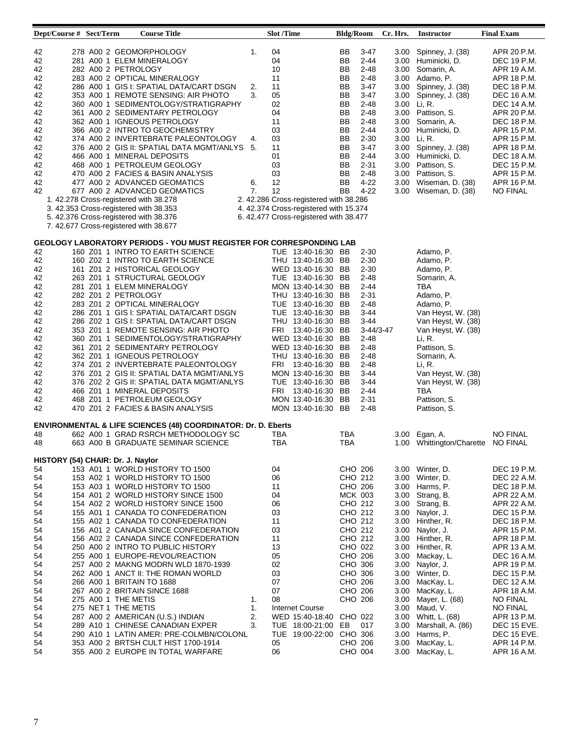| Dept/Course # | Sect/Term | Course Title | | Slot /Time | Bldg/Room | Cr. Hrs. | Instructor | Final Exam |
|---|---|---|---|---|---|---|---|---|
| 42 | 278 A00 2 | GEOMORPHOLOGY | 1. | 04 | BB 3-47 | 3.00 | Spinney, J. (38) | APR 20 P.M. |
| 42 | 281 A00 1 | ELEM MINERALOGY | | 04 | BB 2-44 | 3.00 | Huminicki, D. | DEC 19 P.M. |
| 42 | 282 A00 2 | PETROLOGY | | 10 | BB 2-48 | 3.00 | Somarin, A. | APR 19 A.M. |
| 42 | 283 A00 2 | OPTICAL MINERALOGY | | 11 | BB 2-48 | 3.00 | Adamo, P. | APR 18 P.M. |
| 42 | 286 A00 1 | GIS I: SPATIAL DATA/CART DSGN | 2. | 11 | BB 3-47 | 3.00 | Spinney, J. (38) | DEC 18 P.M. |
| 42 | 353 A00 1 | REMOTE SENSING: AIR PHOTO | 3. | 05 | BB 3-47 | 3.00 | Spinney, J. (38) | DEC 16 A.M. |
| 42 | 360 A00 1 | SEDIMENTOLOGY/STRATIGRAPHY | | 02 | BB 2-48 | 3.00 | Li, R. | DEC 14 A.M. |
| 42 | 361 A00 2 | SEDIMENTARY PETROLOGY | | 04 | BB 2-48 | 3.00 | Pattison, S. | APR 20 P.M. |
| 42 | 362 A00 1 | IGNEOUS PETROLOGY | | 11 | BB 2-48 | 3.00 | Somarin, A. | DEC 18 P.M. |
| 42 | 366 A00 2 | INTRO TO GEOCHEMISTRY | | 03 | BB 2-44 | 3.00 | Huminicki, D. | APR 15 P.M. |
| 42 | 374 A00 2 | INVERTEBRATE PALEONTOLOGY | 4. | 03 | BB 2-30 | 3.00 | Li, R. | APR 15 P.M. |
| 42 | 376 A00 2 | GIS II: SPATIAL DATA MGMT/ANLYS | 5. | 11 | BB 3-47 | 3.00 | Spinney, J. (38) | APR 18 P.M. |
| 42 | 466 A00 1 | MINERAL DEPOSITS | | 01 | BB 2-44 | 3.00 | Huminicki, D. | DEC 18 A.M. |
| 42 | 468 A00 1 | PETROLEUM GEOLOGY | | 03 | BB 2-31 | 3.00 | Pattison, S. | DEC 15 P.M. |
| 42 | 470 A00 2 | FACIES & BASIN ANALYSIS | | 03 | BB 2-48 | 3.00 | Pattison, S. | APR 15 P.M. |
| 42 | 477 A00 2 | ADVANCED GEOMATICS | 6. | 12 | BB 4-22 | 3.00 | Wiseman, D. (38) | APR 16 P.M. |
| 42 | 677 A00 2 | ADVANCED GEOMATICS | 7. | 12 | BB 4-22 | 3.00 | Wiseman, D. (38) | NO FINAL |

1. 42.278 Cross-registered with 38.278
2. 42.286 Cross-registered with 38.286
3. 42.353 Cross-registered with 38.353
4. 42.374 Cross-registered with 15.374
5. 42.376 Cross-registered with 38.376
6. 42.477 Cross-registered with 38.477
7. 42.677 Cross-registered with 38.677

**GEOLOGY LABORATORY PERIODS - YOU MUST REGISTER FOR CORRESPONDING LAB**

| Dept/Course # | Sect/Term | Course Title | Slot /Time | Bldg/Room | Instructor |
|---|---|---|---|---|---|
| 42 | 160 Z01 1 | INTRO TO EARTH SCIENCE | TUE 13:40-16:30 | BB 2-30 | Adamo, P. |
| 42 | 160 Z02 1 | INTRO TO EARTH SCIENCE | THU 13:40-16:30 | BB 2-30 | Adamo, P. |
| 42 | 161 Z01 2 | HISTORICAL GEOLOGY | WED 13:40-16:30 | BB 2-30 | Adamo, P. |
| 42 | 263 Z01 1 | STRUCTURAL GEOLOGY | TUE 13:40-16:30 | BB 2-48 | Somarin, A. |
| 42 | 281 Z01 1 | ELEM MINERALOGY | MON 13:40-14:30 | BB 2-44 | TBA |
| 42 | 282 Z01 2 | PETROLOGY | THU 13:40-16:30 | BB 2-31 | Adamo, P. |
| 42 | 283 Z01 2 | OPTICAL MINERALOGY | TUE 13:40-16:30 | BB 2-48 | Adamo, P. |
| 42 | 286 Z01 1 | GIS I: SPATIAL DATA/CART DSGN | TUE 13:40-16:30 | BB 3-44 | Van Heyst, W. (38) |
| 42 | 286 Z02 1 | GIS I: SPATIAL DATA/CART DSGN | THU 13:40-16:30 | BB 3-44 | Van Heyst, W. (38) |
| 42 | 353 Z01 1 | REMOTE SENSING: AIR PHOTO | FRI 13:40-16:30 | BB 3-44/3-47 | Van Heyst, W. (38) |
| 42 | 360 Z01 1 | SEDIMENTOLOGY/STRATIGRAPHY | WED 13:40-16:30 | BB 2-48 | Li, R. |
| 42 | 361 Z01 2 | SEDIMENTARY PETROLOGY | WED 13:40-16:30 | BB 2-48 | Pattison, S. |
| 42 | 362 Z01 1 | IGNEOUS PETROLOGY | THU 13:40-16:30 | BB 2-48 | Somarin, A. |
| 42 | 374 Z01 2 | INVERTEBRATE PALEONTOLOGY | FRI 13:40-16:30 | BB 2-48 | Li, R. |
| 42 | 376 Z01 2 | GIS II: SPATIAL DATA MGMT/ANLYS | MON 13:40-16:30 | BB 3-44 | Van Heyst, W. (38) |
| 42 | 376 Z02 2 | GIS II: SPATIAL DATA MGMT/ANLYS | TUE 13:40-16:30 | BB 3-44 | Van Heyst, W. (38) |
| 42 | 466 Z01 1 | MINERAL DEPOSITS | FRI 13:40-16:30 | BB 2-44 | TBA |
| 42 | 468 Z01 1 | PETROLEUM GEOLOGY | MON 13:40-16:30 | BB 2-31 | Pattison, S. |
| 42 | 470 Z01 2 | FACIES & BASIN ANALYSIS | MON 13:40-16:30 | BB 2-48 | Pattison, S. |

**ENVIRONMENTAL & LIFE SCIENCES (48) COORDINATOR: Dr. D. Eberts**

| Dept/Course # | Sect/Term | Course Title | Slot /Time | Bldg/Room | Cr. Hrs. | Instructor | Final Exam |
|---|---|---|---|---|---|---|---|
| 48 | 662 A00 1 | GRAD RSRCH METHODOLOGY SC | TBA | TBA | 3.00 | Egan, A. | NO FINAL |
| 48 | 663 A00 B | GRADUATE SEMINAR SCIENCE | TBA | TBA | 1.00 | Whittington/Charette | NO FINAL |

**HISTORY (54) CHAIR: Dr. J. Naylor**

| Dept/Course # | Sect/Term | Course Title | | Slot /Time | Bldg/Room | Cr. Hrs. | Instructor | Final Exam |
|---|---|---|---|---|---|---|---|---|
| 54 | 153 A01 1 | WORLD HISTORY TO 1500 | | 04 | CHO 206 | 3.00 | Winter, D. | DEC 19 P.M. |
| 54 | 153 A02 1 | WORLD HISTORY TO 1500 | | 06 | CHO 212 | 3.00 | Winter, D. | DEC 22 A.M. |
| 54 | 153 A03 1 | WORLD HISTORY TO 1500 | | 11 | CHO 206 | 3.00 | Harms, P. | DEC 18 P.M. |
| 54 | 154 A01 2 | WORLD HISTORY SINCE 1500 | | 04 | MCK 003 | 3.00 | Strang, B. | APR 22 A.M. |
| 54 | 154 A02 2 | WORLD HISTORY SINCE 1500 | | 06 | CHO 212 | 3.00 | Strang, B. | APR 22 A.M. |
| 54 | 155 A01 1 | CANADA TO CONFEDERATION | | 03 | CHO 212 | 3.00 | Naylor, J. | DEC 15 P.M. |
| 54 | 155 A02 1 | CANADA TO CONFEDERATION | | 11 | CHO 212 | 3.00 | Hinther, R. | DEC 18 P.M. |
| 54 | 156 A01 2 | CANADA SINCE CONFEDERATION | | 03 | CHO 212 | 3.00 | Naylor, J. | APR 15 P.M. |
| 54 | 156 A02 2 | CANADA SINCE CONFEDERATION | | 11 | CHO 212 | 3.00 | Hinther, R. | APR 18 P.M. |
| 54 | 250 A00 2 | INTRO TO PUBLIC HISTORY | | 13 | CHO 022 | 3.00 | Hinther, R. | APR 13 A.M. |
| 54 | 255 A00 1 | EUROPE-REVOL/REACTION | | 05 | CHO 206 | 3.00 | Mackay, L. | DEC 16 A.M. |
| 54 | 257 A00 2 | MAKNG MODRN WLD 1870-1939 | | 02 | CHO 306 | 3.00 | Naylor, J. | APR 19 P.M. |
| 54 | 262 A00 1 | ANCT II: THE ROMAN WORLD | | 03 | CHO 306 | 3.00 | Winter, D. | DEC 15 P.M. |
| 54 | 266 A00 1 | BRITAIN TO 1688 | | 07 | CHO 206 | 3.00 | MacKay, L. | DEC 12 A.M. |
| 54 | 267 A00 2 | BRITAIN SINCE 1688 | | 07 | CHO 206 | 3.00 | MacKay, L. | APR 18 A.M. |
| 54 | 275 A00 1 | THE METIS | 1. | 08 | CHO 206 | 3.00 | Mayer, L. (68) | NO FINAL |
| 54 | 275 NET 1 | THE METIS | 1. | Internet Course | | 3.00 | Maud, V. | NO FINAL |
| 54 | 287 A00 2 | AMERICAN (U.S.) INDIAN | 2. | WED 15:40-18:40 | CHO 022 | 3.00 | Whitt, L. (68) | APR 13 P.M. |
| 54 | 289 A10 1 | CHINESE CANADIAN EXPER | 3. | TUE 18:00-21:00 | EB 017 | 3.00 | Marshall, A. (86) | DEC 15 EVE. |
| 54 | 290 A10 1 | LATIN AMER: PRE-COLMBN/COLONL | | TUE 19:00-22:00 | CHO 306 | 3.00 | Harms, P. | DEC 15 EVE. |
| 54 | 353 A00 2 | BRTSH CULT HIST 1700-1914 | | 05 | CHO 206 | 3.00 | MacKay, L. | APR 14 P.M. |
| 54 | 355 A00 2 | EUROPE IN TOTAL WARFARE | | 06 | CHO 004 | 3.00 | MacKay, L. | APR 16 A.M. |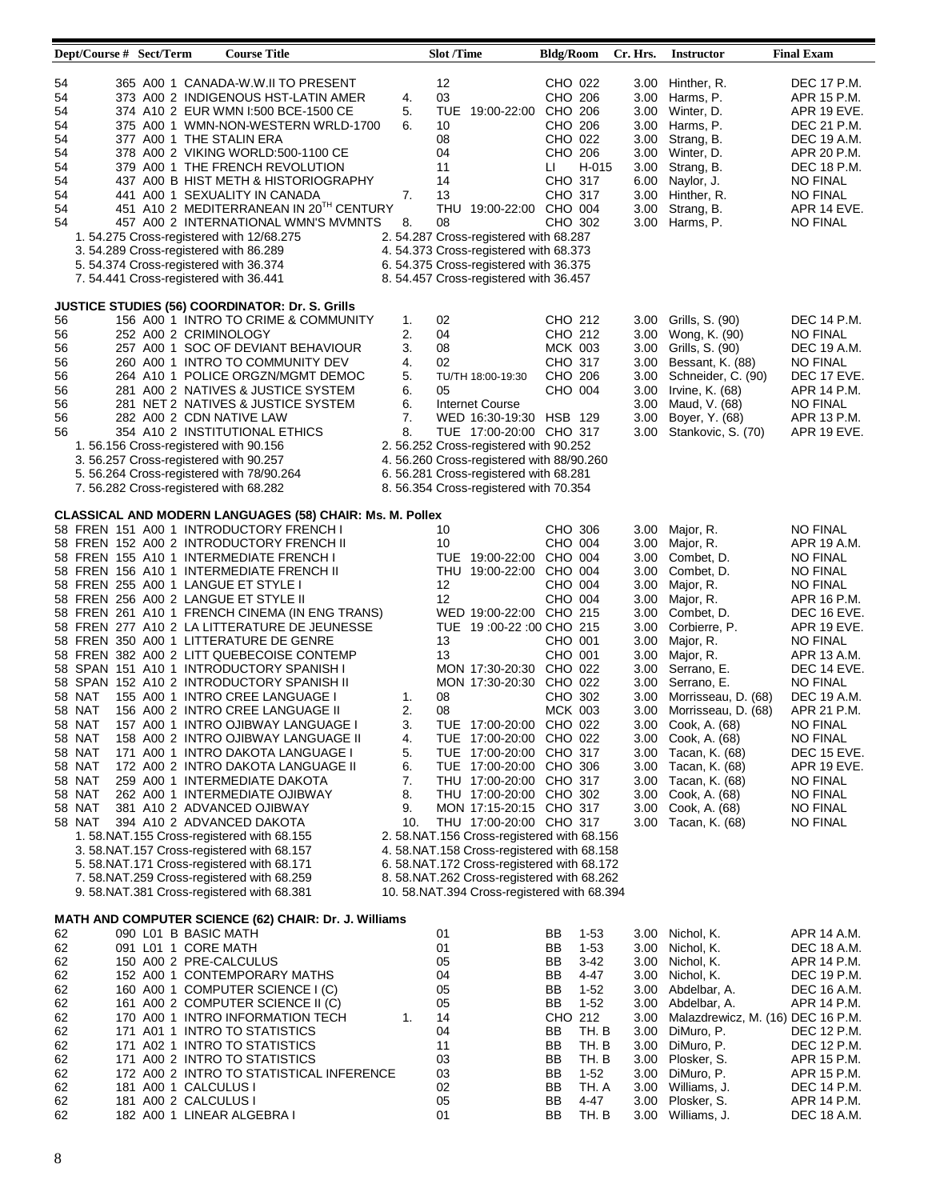| Dept/Course # | Sect/Term | Course Title | | Slot /Time | Bldg/Room | Cr. Hrs. | Instructor | Final Exam |
|---|---|---|---|---|---|---|---|---|
| 54 365 | A00 1 | CANADA-W.W.II TO PRESENT | | 12 | CHO 022 | 3.00 | Hinther, R. | DEC 17 P.M. |
| 54 373 | A00 2 | INDIGENOUS HST-LATIN AMER | 4. | 03 | CHO 206 | 3.00 | Harms, P. | APR 15 P.M. |
| 54 374 | A10 2 | EUR WMN I:500 BCE-1500 CE | 5. | TUE 19:00-22:00 | CHO 206 | 3.00 | Winter, D. | APR 19 EVE. |
| 54 375 | A00 1 | WMN-NON-WESTERN WRLD-1700 | 6. | 10 | CHO 206 | 3.00 | Harms, P. | DEC 21 P.M. |
| 54 377 | A00 1 | THE STALIN ERA | | 08 | CHO 022 | 3.00 | Strang, B. | DEC 19 A.M. |
| 54 378 | A00 2 | VIKING WORLD:500-1100 CE | | 04 | CHO 206 | 3.00 | Winter, D. | APR 20 P.M. |
| 54 379 | A00 1 | THE FRENCH REVOLUTION | | 11 | LI H-015 | 3.00 | Strang, B. | DEC 18 P.M. |
| 54 437 | A00 B | HIST METH & HISTORIOGRAPHY | | 14 | CHO 317 | 6.00 | Naylor, J. | NO FINAL |
| 54 441 | A00 1 | SEXUALITY IN CANADA | 7. | 13 | CHO 317 | 3.00 | Hinther, R. | NO FINAL |
| 54 451 | A10 2 | MEDITERRANEAN IN 20TH CENTURY | | THU 19:00-22:00 | CHO 004 | 3.00 | Strang, B. | APR 14 EVE. |
| 54 457 | A00 2 | INTERNATIONAL WMN'S MVMNTS | 8. | 08 | CHO 302 | 3.00 | Harms, P. | NO FINAL |

1. 54.275 Cross-registered with 12/68.275
2. 54.287 Cross-registered with 68.287
3. 54.289 Cross-registered with 86.289
4. 54.373 Cross-registered with 68.373
5. 54.374 Cross-registered with 36.374
6. 54.375 Cross-registered with 36.375
7. 54.441 Cross-registered with 36.441
8. 54.457 Cross-registered with 36.457

## JUSTICE STUDIES (56) COORDINATOR: Dr. S. Grills

| Dept/Course # | Sect/Term | Course Title | | Slot /Time | Bldg/Room | Cr. Hrs. | Instructor | Final Exam |
|---|---|---|---|---|---|---|---|---|
| 56 156 | A00 1 | INTRO TO CRIME & COMMUNITY | 1. | 02 | CHO 212 | 3.00 | Grills, S. (90) | DEC 14 P.M. |
| 56 252 | A00 2 | CRIMINOLOGY | 2. | 04 | CHO 212 | 3.00 | Wong, K. (90) | NO FINAL |
| 56 257 | A00 1 | SOC OF DEVIANT BEHAVIOUR | 3. | 08 | MCK 003 | 3.00 | Grills, S. (90) | DEC 19 A.M. |
| 56 260 | A00 1 | INTRO TO COMMUNITY DEV | 4. | 02 | CHO 317 | 3.00 | Bessant, K. (88) | NO FINAL |
| 56 264 | A10 1 | POLICE ORGZN/MGMT DEMOC | 5. | TU/TH 18:00-19:30 | CHO 206 | 3.00 | Schneider, C. (90) | DEC 17 EVE. |
| 56 281 | A00 2 | NATIVES & JUSTICE SYSTEM | 6. | 05 | CHO 004 | 3.00 | Irvine, K. (68) | APR 14 P.M. |
| 56 281 | NET 2 | NATIVES & JUSTICE SYSTEM | 6. | Internet Course | | 3.00 | Maud, V. (68) | NO FINAL |
| 56 282 | A00 2 | CDN NATIVE LAW | 7. | WED 16:30-19:30 | HSB 129 | 3.00 | Boyer, Y. (68) | APR 13 P.M. |
| 56 354 | A10 2 | INSTITUTIONAL ETHICS | 8. | TUE 17:00-20:00 | CHO 317 | 3.00 | Stankovic, S. (70) | APR 19 EVE. |

1. 56.156 Cross-registered with 90.156
2. 56.252 Cross-registered with 90.252
3. 56.257 Cross-registered with 90.257
4. 56.260 Cross-registered with 88/90.260
5. 56.264 Cross-registered with 78/90.264
6. 56.281 Cross-registered with 68.281
7. 56.282 Cross-registered with 68.282
8. 56.354 Cross-registered with 70.354

## CLASSICAL AND MODERN LANGUAGES (58) CHAIR: Ms. M. Pollex

| Dept/Course # | Sect/Term | Course Title | | Slot /Time | Bldg/Room | Cr. Hrs. | Instructor | Final Exam |
|---|---|---|---|---|---|---|---|---|
| 58 FREN 151 | A00 1 | INTRODUCTORY FRENCH I | | 10 | CHO 306 | 3.00 | Major, R. | NO FINAL |
| 58 FREN 152 | A00 2 | INTRODUCTORY FRENCH II | | 10 | CHO 004 | 3.00 | Major, R. | APR 19 A.M. |
| 58 FREN 155 | A10 1 | INTERMEDIATE FRENCH I | | TUE 19:00-22:00 | CHO 004 | 3.00 | Combet, D. | NO FINAL |
| 58 FREN 156 | A10 1 | INTERMEDIATE FRENCH II | | THU 19:00-22:00 | CHO 004 | 3.00 | Combet, D. | NO FINAL |
| 58 FREN 255 | A00 1 | LANGUE ET STYLE I | | 12 | CHO 004 | 3.00 | Major, R. | NO FINAL |
| 58 FREN 256 | A00 2 | LANGUE ET STYLE II | | 12 | CHO 004 | 3.00 | Major, R. | APR 16 P.M. |
| 58 FREN 261 | A10 1 | FRENCH CINEMA (IN ENG TRANS) | | WED 19:00-22:00 | CHO 215 | 3.00 | Combet, D. | DEC 16 EVE. |
| 58 FREN 277 | A10 2 | LA LITTERATURE DE JEUNESSE | | TUE 19 :00-22 :00 | CHO 215 | 3.00 | Corbierre, P. | APR 19 EVE. |
| 58 FREN 350 | A00 1 | LITTERATURE DE GENRE | | 13 | CHO 001 | 3.00 | Major, R. | NO FINAL |
| 58 FREN 382 | A00 2 | LITT QUEBECOISE CONTEMP | | 13 | CHO 001 | 3.00 | Major, R. | APR 13 A.M. |
| 58 SPAN 151 | A10 1 | INTRODUCTORY SPANISH I | | MON 17:30-20:30 | CHO 022 | 3.00 | Serrano, E. | DEC 14 EVE. |
| 58 SPAN 152 | A10 2 | INTRODUCTORY SPANISH II | | MON 17:30-20:30 | CHO 022 | 3.00 | Serrano, E. | NO FINAL |
| 58 NAT 155 | A00 1 | INTRO CREE LANGUAGE I | 1. | 08 | CHO 302 | 3.00 | Morrisseau, D. (68) | DEC 19 A.M. |
| 58 NAT 156 | A00 2 | INTRO CREE LANGUAGE II | 2. | 08 | MCK 003 | 3.00 | Morrisseau, D. (68) | APR 21 P.M. |
| 58 NAT 157 | A00 1 | INTRO OJIBWAY LANGUAGE I | 3. | TUE 17:00-20:00 | CHO 022 | 3.00 | Cook, A. (68) | NO FINAL |
| 58 NAT 158 | A00 2 | INTRO OJIBWAY LANGUAGE II | 4. | TUE 17:00-20:00 | CHO 022 | 3.00 | Cook, A. (68) | NO FINAL |
| 58 NAT 171 | A00 1 | INTRO DAKOTA LANGUAGE I | 5. | TUE 17:00-20:00 | CHO 317 | 3.00 | Tacan, K. (68) | DEC 15 EVE. |
| 58 NAT 172 | A00 2 | INTRO DAKOTA LANGUAGE II | 6. | TUE 17:00-20:00 | CHO 306 | 3.00 | Tacan, K. (68) | APR 19 EVE. |
| 58 NAT 259 | A00 1 | INTERMEDIATE DAKOTA | 7. | THU 17:00-20:00 | CHO 317 | 3.00 | Tacan, K. (68) | NO FINAL |
| 58 NAT 262 | A00 1 | INTERMEDIATE OJIBWAY | 8. | THU 17:00-20:00 | CHO 302 | 3.00 | Cook, A. (68) | NO FINAL |
| 58 NAT 381 | A10 2 | ADVANCED OJIBWAY | 9. | MON 17:15-20:15 | CHO 317 | 3.00 | Cook, A. (68) | NO FINAL |
| 58 NAT 394 | A10 2 | ADVANCED DAKOTA | 10. | THU 17:00-20:00 | CHO 317 | 3.00 | Tacan, K. (68) | NO FINAL |

1. 58.NAT.155 Cross-registered with 68.155
2. 58.NAT.156 Cross-registered with 68.156
3. 58.NAT.157 Cross-registered with 68.157
4. 58.NAT.158 Cross-registered with 68.158
5. 58.NAT.171 Cross-registered with 68.171
6. 58.NAT.172 Cross-registered with 68.172
7. 58.NAT.259 Cross-registered with 68.259
8. 58.NAT.262 Cross-registered with 68.262
9. 58.NAT.381 Cross-registered with 68.381
10. 58.NAT.394 Cross-registered with 68.394

## MATH AND COMPUTER SCIENCE (62) CHAIR: Dr. J. Williams

| Dept/Course # | Sect/Term | Course Title | | Slot /Time | Bldg/Room | Cr. Hrs. | Instructor | Final Exam |
|---|---|---|---|---|---|---|---|---|
| 62 090 | L01 B | BASIC MATH | | 01 | BB 1-53 | 3.00 | Nichol, K. | APR 14 A.M. |
| 62 091 | L01 1 | CORE MATH | | 01 | BB 1-53 | 3.00 | Nichol, K. | DEC 18 A.M. |
| 62 150 | A00 2 | PRE-CALCULUS | | 05 | BB 3-42 | 3.00 | Nichol, K. | APR 14 P.M. |
| 62 152 | A00 1 | CONTEMPORARY MATHS | | 04 | BB 4-47 | 3.00 | Nichol, K. | DEC 19 P.M. |
| 62 160 | A00 1 | COMPUTER SCIENCE I (C) | | 05 | BB 1-52 | 3.00 | Abdelbar, A. | DEC 16 A.M. |
| 62 161 | A00 2 | COMPUTER SCIENCE II (C) | | 05 | BB 1-52 | 3.00 | Abdelbar, A. | APR 14 P.M. |
| 62 170 | A00 1 | INTRO INFORMATION TECH | 1. | 14 | CHO 212 | 3.00 | Malazdrewicz, M. (16) | DEC 16 P.M. |
| 62 171 | A01 1 | INTRO TO STATISTICS | | 04 | BB TH. B | 3.00 | DiMuro, P. | DEC 12 P.M. |
| 62 171 | A02 1 | INTRO TO STATISTICS | | 11 | BB TH. B | 3.00 | DiMuro, P. | DEC 12 P.M. |
| 62 171 | A00 2 | INTRO TO STATISTICS | | 03 | BB TH. B | 3.00 | Plosker, S. | APR 15 P.M. |
| 62 172 | A00 2 | INTRO TO STATISTICAL INFERENCE | | 03 | BB 1-52 | 3.00 | DiMuro, P. | APR 15 P.M. |
| 62 181 | A00 1 | CALCULUS I | | 02 | BB TH. A | 3.00 | Williams, J. | DEC 14 P.M. |
| 62 181 | A00 2 | CALCULUS I | | 05 | BB 4-47 | 3.00 | Plosker, S. | APR 14 P.M. |
| 62 182 | A00 1 | LINEAR ALGEBRA I | | 01 | BB TH. B | 3.00 | Williams, J. | DEC 18 A.M. |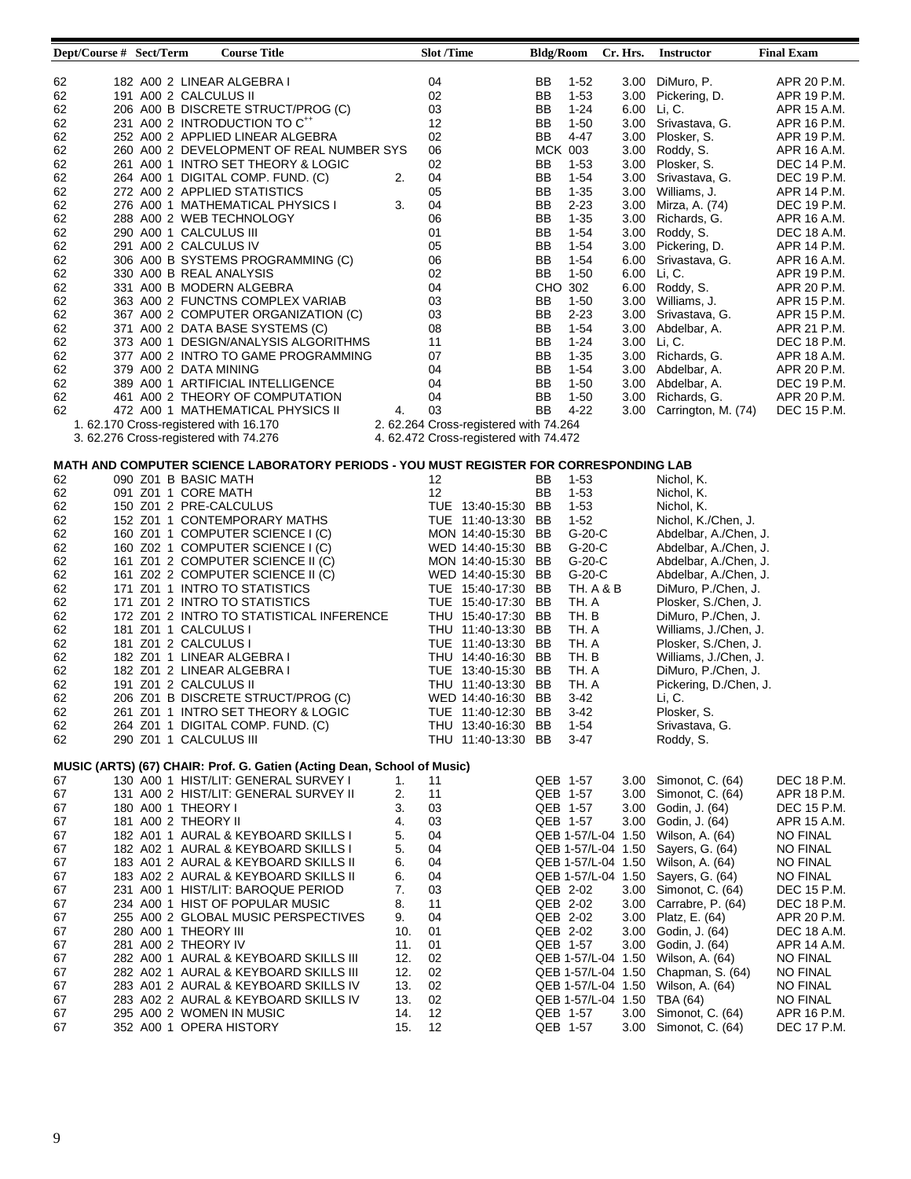| Dept/Course # | Sect/Term | Course Title | | Slot /Time | Bldg/Room | Cr. Hrs. | Instructor | Final Exam |
|---|---|---|---|---|---|---|---|---|
| 62 182 | A00 2 | LINEAR ALGEBRA I | | 04 | BB 1-52 | 3.00 | DiMuro, P. | APR 20 P.M. |
| 62 191 | A00 2 | CALCULUS II | | 02 | BB 1-53 | 3.00 | Pickering, D. | APR 19 P.M. |
| 62 206 | A00 B | DISCRETE STRUCT/PROG (C) | | 03 | BB 1-24 | 6.00 | Li, C. | APR 15 A.M. |
| 62 231 | A00 2 | INTRODUCTION TO C++ | | 12 | BB 1-50 | 3.00 | Srivastava, G. | APR 16 P.M. |
| 62 252 | A00 2 | APPLIED LINEAR ALGEBRA | | 02 | BB 4-47 | 3.00 | Plosker, S. | APR 19 P.M. |
| 62 260 | A00 2 | DEVELOPMENT OF REAL NUMBER SYS | | 06 | MCK 003 | 3.00 | Roddy, S. | APR 16 A.M. |
| 62 261 | A00 1 | INTRO SET THEORY & LOGIC | | 02 | BB 1-53 | 3.00 | Plosker, S. | DEC 14 P.M. |
| 62 264 | A00 1 | DIGITAL COMP. FUND. (C) | 2. | 04 | BB 1-54 | 3.00 | Srivastava, G. | DEC 19 P.M. |
| 62 272 | A00 2 | APPLIED STATISTICS | | 05 | BB 1-35 | 3.00 | Williams, J. | APR 14 P.M. |
| 62 276 | A00 1 | MATHEMATICAL PHYSICS I | 3. | 04 | BB 2-23 | 3.00 | Mirza, A. (74) | DEC 19 P.M. |
| 62 288 | A00 2 | WEB TECHNOLOGY | | 06 | BB 1-35 | 3.00 | Richards, G. | APR 16 A.M. |
| 62 290 | A00 1 | CALCULUS III | | 01 | BB 1-54 | 3.00 | Roddy, S. | DEC 18 A.M. |
| 62 291 | A00 2 | CALCULUS IV | | 05 | BB 1-54 | 3.00 | Pickering, D. | APR 14 P.M. |
| 62 306 | A00 B | SYSTEMS PROGRAMMING (C) | | 06 | BB 1-54 | 6.00 | Srivastava, G. | APR 16 A.M. |
| 62 330 | A00 B | REAL ANALYSIS | | 02 | BB 1-50 | 6.00 | Li, C. | APR 19 P.M. |
| 62 331 | A00 B | MODERN ALGEBRA | | 04 | CHO 302 | 6.00 | Roddy, S. | APR 20 P.M. |
| 62 363 | A00 2 | FUNCTNS COMPLEX VARIAB | | 03 | BB 1-50 | 3.00 | Williams, J. | APR 15 P.M. |
| 62 367 | A00 2 | COMPUTER ORGANIZATION (C) | | 03 | BB 2-23 | 3.00 | Srivastava, G. | APR 15 P.M. |
| 62 371 | A00 2 | DATA BASE SYSTEMS (C) | | 08 | BB 1-54 | 3.00 | Abdelbar, A. | APR 21 P.M. |
| 62 373 | A00 1 | DESIGN/ANALYSIS ALGORITHMS | | 11 | BB 1-24 | 3.00 | Li, C. | DEC 18 P.M. |
| 62 377 | A00 2 | INTRO TO GAME PROGRAMMING | | 07 | BB 1-35 | 3.00 | Richards, G. | APR 18 A.M. |
| 62 379 | A00 2 | DATA MINING | | 04 | BB 1-54 | 3.00 | Abdelbar, A. | APR 20 P.M. |
| 62 389 | A00 1 | ARTIFICIAL INTELLIGENCE | | 04 | BB 1-50 | 3.00 | Abdelbar, A. | DEC 19 P.M. |
| 62 461 | A00 2 | THEORY OF COMPUTATION | | 04 | BB 1-50 | 3.00 | Richards, G. | APR 20 P.M. |
| 62 472 | A00 1 | MATHEMATICAL PHYSICS II | 4. | 03 | BB 4-22 | 3.00 | Carrington, M. (74) | DEC 15 P.M. |

1. 62.170 Cross-registered with 16.170
2. 62.264 Cross-registered with 74.264
3. 62.276 Cross-registered with 74.276
4. 62.472 Cross-registered with 74.472

**MATH AND COMPUTER SCIENCE LABORATORY PERIODS - YOU MUST REGISTER FOR CORRESPONDING LAB**

| Dept/Course # | Sect/Term | Course Title | Slot /Time | Bldg/Room | Instructor |
|---|---|---|---|---|---|
| 62 090 | Z01 B | BASIC MATH | 12 | BB 1-53 | Nichol, K. |
| 62 091 | Z01 1 | CORE MATH | 12 | BB 1-53 | Nichol, K. |
| 62 150 | Z01 2 | PRE-CALCULUS | TUE 13:40-15:30 | BB 1-53 | Nichol, K. |
| 62 152 | Z01 1 | CONTEMPORARY MATHS | TUE 11:40-13:30 | BB 1-52 | Nichol, K./Chen, J. |
| 62 160 | Z01 1 | COMPUTER SCIENCE I (C) | MON 14:40-15:30 | BB G-20-C | Abdelbar, A./Chen, J. |
| 62 160 | Z02 1 | COMPUTER SCIENCE I (C) | WED 14:40-15:30 | BB G-20-C | Abdelbar, A./Chen, J. |
| 62 161 | Z01 2 | COMPUTER SCIENCE II (C) | MON 14:40-15:30 | BB G-20-C | Abdelbar, A./Chen, J. |
| 62 161 | Z02 2 | COMPUTER SCIENCE II (C) | WED 14:40-15:30 | BB G-20-C | Abdelbar, A./Chen, J. |
| 62 171 | Z01 1 | INTRO TO STATISTICS | TUE 15:40-17:30 | BB TH. A & B | DiMuro, P./Chen, J. |
| 62 171 | Z01 2 | INTRO TO STATISTICS | TUE 15:40-17:30 | BB TH. A | Plosker, S./Chen, J. |
| 62 172 | Z01 2 | INTRO TO STATISTICAL INFERENCE | THU 15:40-17:30 | BB TH. B | DiMuro, P./Chen, J. |
| 62 181 | Z01 1 | CALCULUS I | THU 11:40-13:30 | BB TH. A | Williams, J./Chen, J. |
| 62 181 | Z01 2 | CALCULUS I | TUE 11:40-13:30 | BB TH. A | Plosker, S./Chen, J. |
| 62 182 | Z01 1 | LINEAR ALGEBRA I | THU 14:40-16:30 | BB TH. B | Williams, J./Chen, J. |
| 62 182 | Z01 2 | LINEAR ALGEBRA I | TUE 13:40-15:30 | BB TH. A | DiMuro, P./Chen, J. |
| 62 191 | Z01 2 | CALCULUS II | THU 11:40-13:30 | BB TH. A | Pickering, D./Chen, J. |
| 62 206 | Z01 B | DISCRETE STRUCT/PROG (C) | WED 14:40-16:30 | BB 3-42 | Li, C. |
| 62 261 | Z01 1 | INTRO SET THEORY & LOGIC | TUE 11:40-12:30 | BB 3-42 | Plosker, S. |
| 62 264 | Z01 1 | DIGITAL COMP. FUND. (C) | THU 13:40-16:30 | BB 1-54 | Srivastava, G. |
| 62 290 | Z01 1 | CALCULUS III | THU 11:40-13:30 | BB 3-47 | Roddy, S. |

**MUSIC (ARTS) (67) CHAIR: Prof. G. Gatien (Acting Dean, School of Music)**

| Dept/Course # | Sect/Term | Course Title | | Slot /Time | Bldg/Room | Cr. Hrs. | Instructor | Final Exam |
|---|---|---|---|---|---|---|---|---|
| 67 130 | A00 1 | HIST/LIT: GENERAL SURVEY I | 1. | 11 | QEB 1-57 | 3.00 | Simonot, C. (64) | DEC 18 P.M. |
| 67 131 | A00 2 | HIST/LIT: GENERAL SURVEY II | 2. | 11 | QEB 1-57 | 3.00 | Simonot, C. (64) | APR 18 P.M. |
| 67 180 | A00 1 | THEORY I | 3. | 03 | QEB 1-57 | 3.00 | Godin, J. (64) | DEC 15 P.M. |
| 67 181 | A00 2 | THEORY II | 4. | 03 | QEB 1-57 | 3.00 | Godin, J. (64) | APR 15 A.M. |
| 67 182 | A01 1 | AURAL & KEYBOARD SKILLS I | 5. | 04 | QEB 1-57/L-04 | 1.50 | Wilson, A. (64) | NO FINAL |
| 67 182 | A02 1 | AURAL & KEYBOARD SKILLS I | 5. | 04 | QEB 1-57/L-04 | 1.50 | Sayers, G. (64) | NO FINAL |
| 67 183 | A01 2 | AURAL & KEYBOARD SKILLS II | 6. | 04 | QEB 1-57/L-04 | 1.50 | Wilson, A. (64) | NO FINAL |
| 67 183 | A02 2 | AURAL & KEYBOARD SKILLS II | 6. | 04 | QEB 1-57/L-04 | 1.50 | Sayers, G. (64) | NO FINAL |
| 67 231 | A00 1 | HIST/LIT: BAROQUE PERIOD | 7. | 03 | QEB 2-02 | 3.00 | Simonot, C. (64) | DEC 15 P.M. |
| 67 234 | A00 1 | HIST OF POPULAR MUSIC | 8. | 11 | QEB 2-02 | 3.00 | Carrabre, P. (64) | DEC 18 P.M. |
| 67 255 | A00 2 | GLOBAL MUSIC PERSPECTIVES | 9. | 04 | QEB 2-02 | 3.00 | Platz, E. (64) | APR 20 P.M. |
| 67 280 | A00 1 | THEORY III | 10. | 01 | QEB 2-02 | 3.00 | Godin, J. (64) | DEC 18 A.M. |
| 67 281 | A00 2 | THEORY IV | 11. | 01 | QEB 1-57 | 3.00 | Godin, J. (64) | APR 14 A.M. |
| 67 282 | A00 1 | AURAL & KEYBOARD SKILLS III | 12. | 02 | QEB 1-57/L-04 | 1.50 | Wilson, A. (64) | NO FINAL |
| 67 282 | A02 1 | AURAL & KEYBOARD SKILLS III | 12. | 02 | QEB 1-57/L-04 | 1.50 | Chapman, S. (64) | NO FINAL |
| 67 283 | A01 2 | AURAL & KEYBOARD SKILLS IV | 13. | 02 | QEB 1-57/L-04 | 1.50 | Wilson, A. (64) | NO FINAL |
| 67 283 | A02 2 | AURAL & KEYBOARD SKILLS IV | 13. | 02 | QEB 1-57/L-04 | 1.50 | TBA (64) | NO FINAL |
| 67 295 | A00 2 | WOMEN IN MUSIC | 14. | 12 | QEB 1-57 | 3.00 | Simonot, C. (64) | APR 16 P.M. |
| 67 352 | A00 1 | OPERA HISTORY | 15. | 12 | QEB 1-57 | 3.00 | Simonot, C. (64) | DEC 17 P.M. |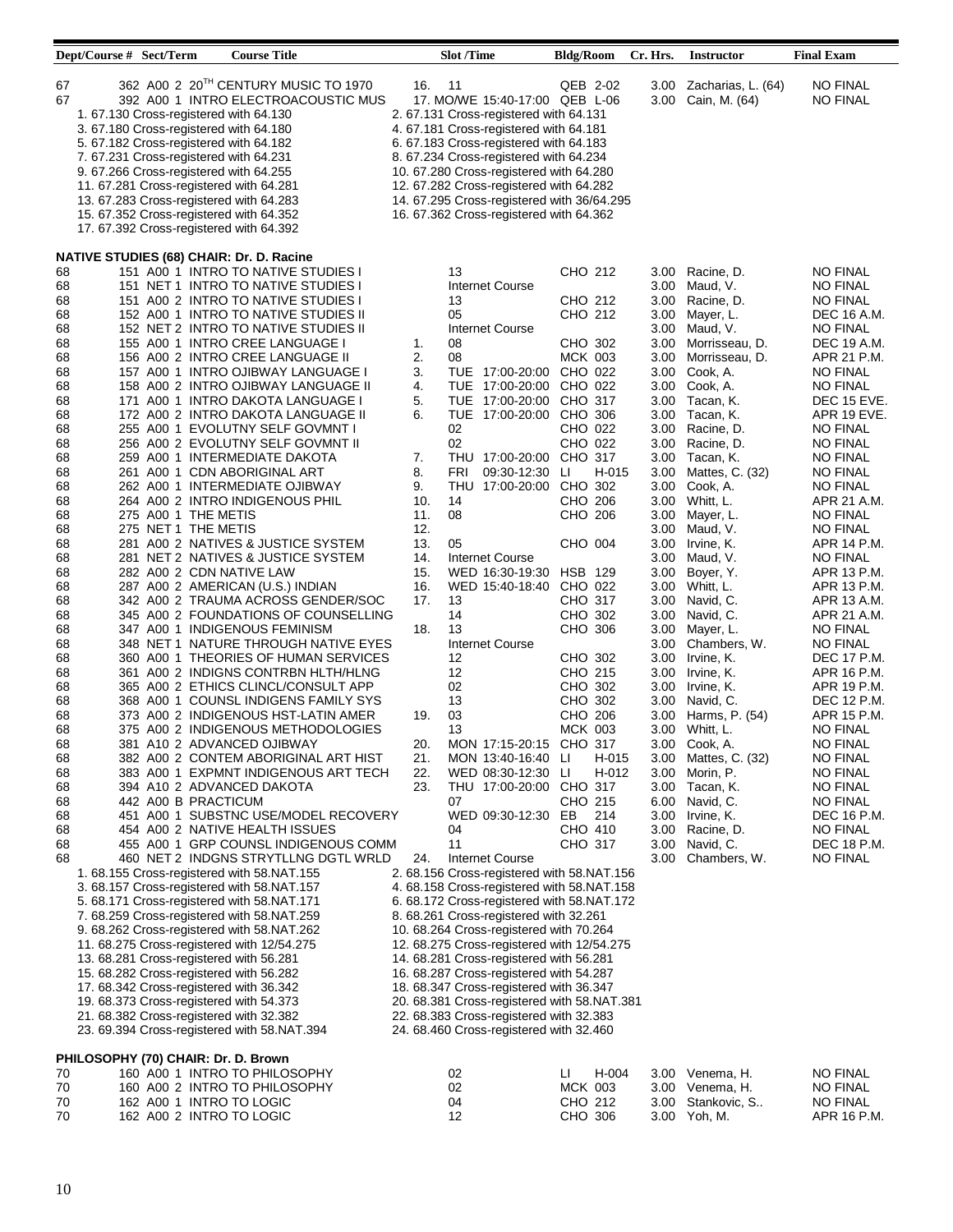| Dept/Course # | Sect/Term | Course Title | | Slot /Time | Bldg/Room | Cr. Hrs. | Instructor | Final Exam |
|---|---|---|---|---|---|---|---|---|
| 67 | 362 A00 2 | 20TH CENTURY MUSIC TO 1970 | 16. | 11 | QEB 2-02 | 3.00 | Zacharias, L. (64) | NO FINAL |
| 67 | 392 A00 1 | INTRO ELECTROACOUSTIC MUS | 17. | MO/WE 15:40-17:00 | QEB L-06 | 3.00 | Cain, M. (64) | NO FINAL |

1. 67.130 Cross-registered with 64.130
2. 67.131 Cross-registered with 64.131
3. 67.180 Cross-registered with 64.180
4. 67.181 Cross-registered with 64.181
5. 67.182 Cross-registered with 64.182
6. 67.183 Cross-registered with 64.183
7. 67.231 Cross-registered with 64.231
8. 67.234 Cross-registered with 64.234
9. 67.266 Cross-registered with 64.255
10. 67.280 Cross-registered with 64.280
11. 67.281 Cross-registered with 64.281
12. 67.282 Cross-registered with 64.282
13. 67.283 Cross-registered with 64.283
14. 67.295 Cross-registered with 36/64.295
15. 67.352 Cross-registered with 64.352
16. 67.362 Cross-registered with 64.362
17. 67.392 Cross-registered with 64.392

**NATIVE STUDIES (68) CHAIR: Dr. D. Racine**

| Dept/Course # | Sect/Term | Course Title | | Slot /Time | Bldg/Room | Cr. Hrs. | Instructor | Final Exam |
|---|---|---|---|---|---|---|---|---|
| 68 | 151 A00 1 | INTRO TO NATIVE STUDIES I | | 13 | CHO 212 | 3.00 | Racine, D. | NO FINAL |
| 68 | 151 NET 1 | INTRO TO NATIVE STUDIES I | | Internet Course | | 3.00 | Maud, V. | NO FINAL |
| 68 | 151 A00 2 | INTRO TO NATIVE STUDIES I | | 13 | CHO 212 | 3.00 | Racine, D. | NO FINAL |
| 68 | 152 A00 1 | INTRO TO NATIVE STUDIES II | | 05 | CHO 212 | 3.00 | Mayer, L. | DEC 16 A.M. |
| 68 | 152 NET 2 | INTRO TO NATIVE STUDIES II | | Internet Course | | 3.00 | Maud, V. | NO FINAL |
| 68 | 155 A00 1 | INTRO CREE LANGUAGE I | 1. | 08 | CHO 302 | 3.00 | Morrisseau, D. | DEC 19 A.M. |
| 68 | 156 A00 2 | INTRO CREE LANGUAGE II | 2. | 08 | MCK 003 | 3.00 | Morrisseau, D. | APR 21 P.M. |
| 68 | 157 A00 1 | INTRO OJIBWAY LANGUAGE I | 3. | TUE 17:00-20:00 | CHO 022 | 3.00 | Cook, A. | NO FINAL |
| 68 | 158 A00 2 | INTRO OJIBWAY LANGUAGE II | 4. | TUE 17:00-20:00 | CHO 022 | 3.00 | Cook, A. | NO FINAL |
| 68 | 171 A00 1 | INTRO DAKOTA LANGUAGE I | 5. | TUE 17:00-20:00 | CHO 317 | 3.00 | Tacan, K. | DEC 15 EVE. |
| 68 | 172 A00 2 | INTRO DAKOTA LANGUAGE II | 6. | TUE 17:00-20:00 | CHO 306 | 3.00 | Tacan, K. | APR 19 EVE. |
| 68 | 255 A00 1 | EVOLUTNY SELF GOVMNT I | | 02 | CHO 022 | 3.00 | Racine, D. | NO FINAL |
| 68 | 256 A00 2 | EVOLUTNY SELF GOVMNT II | | 02 | CHO 022 | 3.00 | Racine, D. | NO FINAL |
| 68 | 259 A00 1 | INTERMEDIATE DAKOTA | 7. | THU 17:00-20:00 | CHO 317 | 3.00 | Tacan, K. | NO FINAL |
| 68 | 261 A00 1 | CDN ABORIGINAL ART | 8. | FRI 09:30-12:30 | LI H-015 | 3.00 | Mattes, C. (32) | NO FINAL |
| 68 | 262 A00 1 | INTERMEDIATE OJIBWAY | 9. | THU 17:00-20:00 | CHO 302 | 3.00 | Cook, A. | NO FINAL |
| 68 | 264 A00 2 | INTRO INDIGENOUS PHIL | 10. | 14 | CHO 206 | 3.00 | Whitt, L. | APR 21 A.M. |
| 68 | 275 A00 1 | THE METIS | 11. | 08 | CHO 206 | 3.00 | Mayer, L. | NO FINAL |
| 68 | 275 NET 1 | THE METIS | 12. | | | 3.00 | Maud, V. | NO FINAL |
| 68 | 281 A00 2 | NATIVES & JUSTICE SYSTEM | 13. | 05 | CHO 004 | 3.00 | Irvine, K. | APR 14 P.M. |
| 68 | 281 NET 2 | NATIVES & JUSTICE SYSTEM | 14. | Internet Course | | 3.00 | Maud, V. | NO FINAL |
| 68 | 282 A00 2 | CDN NATIVE LAW | 15. | WED 16:30-19:30 | HSB 129 | 3.00 | Boyer, Y. | APR 13 P.M. |
| 68 | 287 A00 2 | AMERICAN (U.S.) INDIAN | 16. | WED 15:40-18:40 | CHO 022 | 3.00 | Whitt, L. | APR 13 P.M. |
| 68 | 342 A00 2 | TRAUMA ACROSS GENDER/SOC | 17. | 13 | CHO 317 | 3.00 | Navid, C. | APR 13 A.M. |
| 68 | 345 A00 2 | FOUNDATIONS OF COUNSELLING | | 14 | CHO 302 | 3.00 | Navid, C. | APR 21 A.M. |
| 68 | 347 A00 1 | INDIGENOUS FEMINISM | 18. | 13 | CHO 306 | 3.00 | Mayer, L. | NO FINAL |
| 68 | 348 NET 1 | NATURE THROUGH NATIVE EYES | | Internet Course | | 3.00 | Chambers, W. | NO FINAL |
| 68 | 360 A00 1 | THEORIES OF HUMAN SERVICES | | 12 | CHO 302 | 3.00 | Irvine, K. | DEC 17 P.M. |
| 68 | 361 A00 2 | INDIGNS CONTRBN HLTH/HLNG | | 12 | CHO 215 | 3.00 | Irvine, K. | APR 16 P.M. |
| 68 | 365 A00 2 | ETHICS CLINCL/CONSULT APP | | 02 | CHO 302 | 3.00 | Irvine, K. | APR 19 P.M. |
| 68 | 368 A00 1 | COUNSL INDIGENS FAMILY SYS | | 13 | CHO 302 | 3.00 | Navid, C. | DEC 12 P.M. |
| 68 | 373 A00 2 | INDIGENOUS HST-LATIN AMER | 19. | 03 | CHO 206 | 3.00 | Harms, P. (54) | APR 15 P.M. |
| 68 | 375 A00 2 | INDIGENOUS METHODOLOGIES | | 13 | MCK 003 | 3.00 | Whitt, L. | NO FINAL |
| 68 | 381 A10 2 | ADVANCED OJIBWAY | 20. | MON 17:15-20:15 | CHO 317 | 3.00 | Cook, A. | NO FINAL |
| 68 | 382 A00 2 | CONTEM ABORIGINAL ART HIST | 21. | MON 13:40-16:40 | LI H-015 | 3.00 | Mattes, C. (32) | NO FINAL |
| 68 | 383 A00 1 | EXPMNT INDIGENOUS ART TECH | 22. | WED 08:30-12:30 | LI H-012 | 3.00 | Morin, P. | NO FINAL |
| 68 | 394 A10 2 | ADVANCED DAKOTA | 23. | THU 17:00-20:00 | CHO 317 | 3.00 | Tacan, K. | NO FINAL |
| 68 | 442 A00 B | PRACTICUM | | 07 | CHO 215 | 6.00 | Navid, C. | NO FINAL |
| 68 | 451 A00 1 | SUBSTNC USE/MODEL RECOVERY | | WED 09:30-12:30 | EB 214 | 3.00 | Irvine, K. | DEC 16 P.M. |
| 68 | 454 A00 2 | NATIVE HEALTH ISSUES | | 04 | CHO 410 | 3.00 | Racine, D. | NO FINAL |
| 68 | 455 A00 1 | GRP COUNSL INDIGENOUS COMM | | 11 | CHO 317 | 3.00 | Navid, C. | DEC 18 P.M. |
| 68 | 460 NET 2 | INDGNS STRYTLLNG DGTL WRLD | 24. | Internet Course | | 3.00 | Chambers, W. | NO FINAL |

1. 68.155 Cross-registered with 58.NAT.155
2. 68.156 Cross-registered with 58.NAT.156
3. 68.157 Cross-registered with 58.NAT.157
4. 68.158 Cross-registered with 58.NAT.158
5. 68.171 Cross-registered with 58.NAT.171
6. 68.172 Cross-registered with 58.NAT.172
7. 68.259 Cross-registered with 58.NAT.259
8. 68.261 Cross-registered with 32.261
9. 68.262 Cross-registered with 58.NAT.262
10. 68.264 Cross-registered with 70.264
11. 68.275 Cross-registered with 12/54.275
12. 68.275 Cross-registered with 12/54.275
13. 68.281 Cross-registered with 56.281
14. 68.281 Cross-registered with 56.281
15. 68.282 Cross-registered with 56.282
16. 68.287 Cross-registered with 54.287
17. 68.342 Cross-registered with 36.342
18. 68.347 Cross-registered with 36.347
19. 68.373 Cross-registered with 54.373
20. 68.381 Cross-registered with 58.NAT.381
21. 68.382 Cross-registered with 32.382
22. 68.383 Cross-registered with 32.383
23. 69.394 Cross-registered with 58.NAT.394
24. 68.460 Cross-registered with 32.460

**PHILOSOPHY (70) CHAIR: Dr. D. Brown**

| Dept/Course # | Sect/Term | Course Title | | Slot /Time | Bldg/Room | Cr. Hrs. | Instructor | Final Exam |
|---|---|---|---|---|---|---|---|---|
| 70 | 160 A00 1 | INTRO TO PHILOSOPHY | | 02 | LI H-004 | 3.00 | Venema, H. | NO FINAL |
| 70 | 160 A00 2 | INTRO TO PHILOSOPHY | | 02 | MCK 003 | 3.00 | Venema, H. | NO FINAL |
| 70 | 162 A00 1 | INTRO TO LOGIC | | 04 | CHO 212 | 3.00 | Stankovic, S.. | NO FINAL |
| 70 | 162 A00 2 | INTRO TO LOGIC | | 12 | CHO 306 | 3.00 | Yoh, M. | APR 16 P.M. |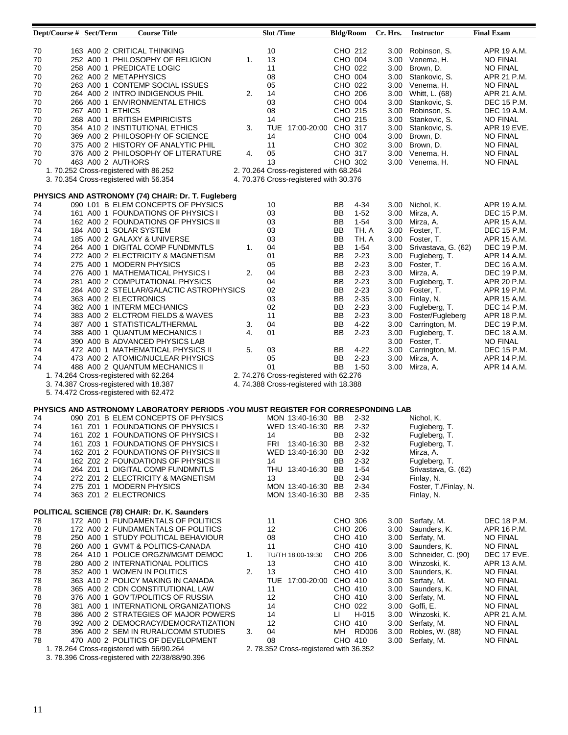| Dept/Course # | Sect/Term | Course Title | | Slot /Time | Bldg/Room | Cr. Hrs. | Instructor | Final Exam |
|---|---|---|---|---|---|---|---|---|
| 70 163 | A00 2 | CRITICAL THINKING | | 10 | CHO 212 | 3.00 | Robinson, S. | APR 19 A.M. |
| 70 252 | A00 1 | PHILOSOPHY OF RELIGION | 1. | 13 | CHO 004 | 3.00 | Venema, H. | NO FINAL |
| 70 258 | A00 1 | PREDICATE LOGIC | | 11 | CHO 022 | 3.00 | Brown, D. | NO FINAL |
| 70 262 | A00 2 | METAPHYSICS | | 08 | CHO 004 | 3.00 | Stankovic, S. | APR 21 P.M. |
| 70 263 | A00 1 | CONTEMP SOCIAL ISSUES | | 05 | CHO 022 | 3.00 | Venema, H. | NO FINAL |
| 70 264 | A00 2 | INTRO INDIGENOUS PHIL | 2. | 14 | CHO 206 | 3.00 | Whitt, L. (68) | APR 21 A.M. |
| 70 266 | A00 1 | ENVIRONMENTAL ETHICS | | 03 | CHO 004 | 3.00 | Stankovic, S. | DEC 15 P.M. |
| 70 267 | A00 1 | ETHICS | | 08 | CHO 215 | 3.00 | Robinson, S. | DEC 19 A.M. |
| 70 268 | A00 1 | BRITISH EMPIRICISTS | | 14 | CHO 215 | 3.00 | Stankovic, S. | NO FINAL |
| 70 354 | A10 2 | INSTITUTIONAL ETHICS | 3. | TUE 17:00-20:00 | CHO 317 | 3.00 | Stankovic, S. | APR 19 EVE. |
| 70 369 | A00 2 | PHILOSOPHY OF SCIENCE | | 14 | CHO 004 | 3.00 | Brown, D. | NO FINAL |
| 70 375 | A00 2 | HISTORY OF ANALYTIC PHIL | | 11 | CHO 302 | 3.00 | Brown, D. | NO FINAL |
| 70 376 | A00 2 | PHILOSOPHY OF LITERATURE | 4. | 05 | CHO 317 | 3.00 | Venema, H. | NO FINAL |
| 70 463 | A00 2 | AUTHORS | | 13 | CHO 302 | 3.00 | Venema, H. | NO FINAL |

1. 70.252 Cross-registered with 86.252
2. 70.264 Cross-registered with 68.264
3. 70.354 Cross-registered with 56.354
4. 70.376 Cross-registered with 30.376

## PHYSICS AND ASTRONOMY (74) CHAIR: Dr. T. Fugleberg

| Dept/Course # | Sect/Term | Course Title | | Slot /Time | Bldg/Room | Cr. Hrs. | Instructor | Final Exam |
|---|---|---|---|---|---|---|---|---|
| 74 090 | L01 B | ELEM CONCEPTS OF PHYSICS | | 10 | BB 4-34 | 3.00 | Nichol, K. | APR 19 A.M. |
| 74 161 | A00 1 | FOUNDATIONS OF PHYSICS I | | 03 | BB 1-52 | 3.00 | Mirza, A. | DEC 15 P.M. |
| 74 162 | A00 2 | FOUNDATIONS OF PHYSICS II | | 03 | BB 1-54 | 3.00 | Mirza, A. | APR 15 A.M. |
| 74 184 | A00 1 | SOLAR SYSTEM | | 03 | BB TH. A | 3.00 | Foster, T. | DEC 15 P.M. |
| 74 185 | A00 2 | GALAXY & UNIVERSE | | 03 | BB TH. A | 3.00 | Foster, T. | APR 15 A.M. |
| 74 264 | A00 1 | DIGITAL COMP FUNDMNTLS | 1. | 04 | BB 1-54 | 3.00 | Srivastava, G. (62) | DEC 19 P.M. |
| 74 272 | A00 2 | ELECTRICITY & MAGNETISM | | 01 | BB 2-23 | 3.00 | Fugleberg, T. | APR 14 A.M. |
| 74 275 | A00 1 | MODERN PHYSICS | | 05 | BB 2-23 | 3.00 | Foster, T. | DEC 16 A.M. |
| 74 276 | A00 1 | MATHEMATICAL PHYSICS I | 2. | 04 | BB 2-23 | 3.00 | Mirza, A. | DEC 19 P.M. |
| 74 281 | A00 2 | COMPUTATIONAL PHYSICS | | 04 | BB 2-23 | 3.00 | Fugleberg, T. | APR 20 P.M. |
| 74 284 | A00 2 | STELLAR/GALACTIC ASTROPHYSICS | | 02 | BB 2-23 | 3.00 | Foster, T. | APR 19 P.M. |
| 74 363 | A00 2 | ELECTRONICS | | 03 | BB 2-35 | 3.00 | Finlay, N. | APR 15 A.M. |
| 74 382 | A00 1 | INTERM MECHANICS | | 02 | BB 2-23 | 3.00 | Fugleberg, T. | DEC 14 P.M. |
| 74 383 | A00 2 | ELCTROM FIELDS & WAVES | | 11 | BB 2-23 | 3.00 | Foster/Fugleberg | APR 18 P.M. |
| 74 387 | A00 1 | STATISTICAL/THERMAL | 3. | 04 | BB 4-22 | 3.00 | Carrington, M. | DEC 19 P.M. |
| 74 388 | A00 1 | QUANTUM MECHANICS I | 4. | 01 | BB 2-23 | 3.00 | Fugleberg, T. | DEC 18 A.M. |
| 74 390 | A00 B | ADVANCED PHYSICS LAB | | | | 3.00 | Foster, T. | NO FINAL |
| 74 472 | A00 1 | MATHEMATICAL PHYSICS II | 5. | 03 | BB 4-22 | 3.00 | Carrington, M. | DEC 15 P.M. |
| 74 473 | A00 2 | ATOMIC/NUCLEAR PHYSICS | | 05 | BB 2-23 | 3.00 | Mirza, A. | APR 14 P.M. |
| 74 488 | A00 2 | QUANTUM MECHANICS II | | 01 | BB 1-50 | 3.00 | Mirza, A. | APR 14 A.M. |

1. 74.264 Cross-registered with 62.264
2. 74.276 Cross-registered with 62.276
3. 74.387 Cross-registered with 18.387
4. 74.388 Cross-registered with 18.388
5. 74.472 Cross-registered with 62.472

## PHYSICS AND ASTRONOMY LABORATORY PERIODS -YOU MUST REGISTER FOR CORRESPONDING LAB

| Dept/Course # | Sect/Term | Course Title | Slot /Time | Bldg/Room | Instructor |
|---|---|---|---|---|---|
| 74 090 | Z01 B | ELEM CONCEPTS OF PHYSICS | MON 13:40-16:30 | BB 2-32 | Nichol, K. |
| 74 161 | Z01 1 | FOUNDATIONS OF PHYSICS I | WED 13:40-16:30 | BB 2-32 | Fugleberg, T. |
| 74 161 | Z02 1 | FOUNDATIONS OF PHYSICS I | 14 | BB 2-32 | Fugleberg, T. |
| 74 161 | Z03 1 | FOUNDATIONS OF PHYSICS I | FRI 13:40-16:30 | BB 2-32 | Fugleberg, T. |
| 74 162 | Z01 2 | FOUNDATIONS OF PHYSICS II | WED 13:40-16:30 | BB 2-32 | Mirza, A. |
| 74 162 | Z02 2 | FOUNDATIONS OF PHYSICS II | 14 | BB 2-32 | Fugleberg, T. |
| 74 264 | Z01 1 | DIGITAL COMP FUNDMNTLS | THU 13:40-16:30 | BB 1-54 | Srivastava, G. (62) |
| 74 272 | Z01 2 | ELECTRICITY & MAGNETISM | 13 | BB 2-34 | Finlay, N. |
| 74 275 | Z01 1 | MODERN PHYSICS | MON 13:40-16:30 | BB 2-34 | Foster, T./Finlay, N. |
| 74 363 | Z01 2 | ELECTRONICS | MON 13:40-16:30 | BB 2-35 | Finlay, N. |

## POLITICAL SCIENCE (78) CHAIR: Dr. K. Saunders

| Dept/Course # | Sect/Term | Course Title | | Slot /Time | Bldg/Room | Cr. Hrs. | Instructor | Final Exam |
|---|---|---|---|---|---|---|---|---|
| 78 172 | A00 1 | FUNDAMENTALS OF POLITICS | | 11 | CHO 306 | 3.00 | Serfaty, M. | DEC 18 P.M. |
| 78 172 | A00 2 | FUNDAMENTALS OF POLITICS | | 12 | CHO 206 | 3.00 | Saunders, K. | APR 16 P.M. |
| 78 250 | A00 1 | STUDY POLITICAL BEHAVIOUR | | 08 | CHO 410 | 3.00 | Serfaty, M. | NO FINAL |
| 78 260 | A00 1 | GVMT & POLITICS-CANADA | | 11 | CHO 410 | 3.00 | Saunders, K. | NO FINAL |
| 78 264 | A10 1 | POLICE ORGZN/MGMT DEMOC | 1. | TU/TH 18:00-19:30 | CHO 206 | 3.00 | Schneider, C. (90) | DEC 17 EVE. |
| 78 280 | A00 2 | INTERNATIONAL POLITICS | | 13 | CHO 410 | 3.00 | Winzoski, K. | APR 13 A.M. |
| 78 352 | A00 1 | WOMEN IN POLITICS | 2. | 13 | CHO 410 | 3.00 | Saunders, K. | NO FINAL |
| 78 363 | A10 2 | POLICY MAKING IN CANADA | | TUE 17:00-20:00 | CHO 410 | 3.00 | Serfaty, M. | NO FINAL |
| 78 365 | A00 2 | CDN CONSTITUTIONAL LAW | | 11 | CHO 410 | 3.00 | Saunders, K. | NO FINAL |
| 78 376 | A00 1 | GOV'T/POLITICS OF RUSSIA | | 12 | CHO 410 | 3.00 | Serfaty, M. | NO FINAL |
| 78 381 | A00 1 | INTERNATIONL ORGANIZATIONS | | 14 | CHO 022 | 3.00 | Goffi, E. | NO FINAL |
| 78 386 | A00 2 | STRATEGIES OF MAJOR POWERS | | 14 | LI H-015 | 3.00 | Winzoski, K. | APR 21 A.M. |
| 78 392 | A00 2 | DEMOCRACY/DEMOCRATIZATION | | 12 | CHO 410 | 3.00 | Serfaty, M. | NO FINAL |
| 78 396 | A00 2 | SEM IN RURAL/COMM STUDIES | 3. | 04 | MH RD006 | 3.00 | Robles, W. (88) | NO FINAL |
| 78 470 | A00 2 | POLITICS OF DEVELOPMENT | | 08 | CHO 410 | 3.00 | Serfaty, M. | NO FINAL |

1. 78.264 Cross-registered with 56/90.264
2. 78.352 Cross-registered with 36.352
3. 78.396 Cross-registered with 22/38/88/90.396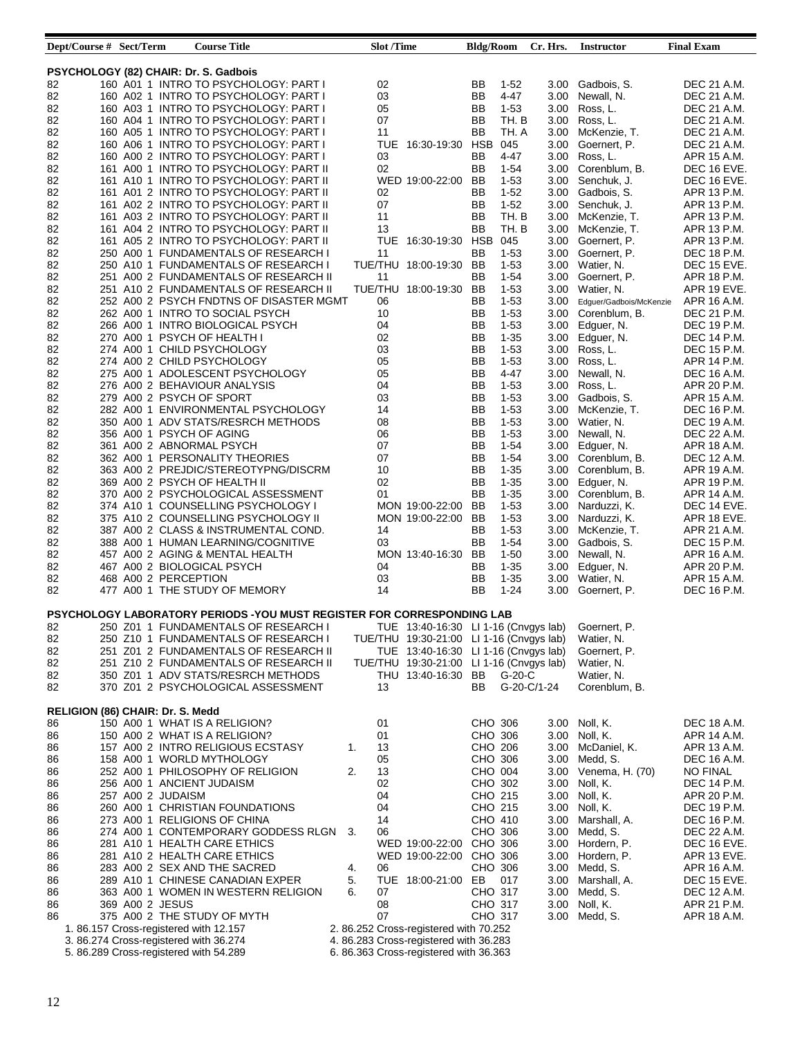| Dept/Course # | Sect/Term | Course Title | Slot /Time | Bldg/Room | Cr. Hrs. | Instructor | Final Exam |
|---|---|---|---|---|---|---|---|
| **PSYCHOLOGY (82) CHAIR: Dr. S. Gadbois** | | | | | | | |
| 82 | 160 A01 1 | INTRO TO PSYCHOLOGY: PART I | 02 | BB 1-52 | 3.00 | Gadbois, S. | DEC 21 A.M. |
| 82 | 160 A02 1 | INTRO TO PSYCHOLOGY: PART I | 03 | BB 4-47 | 3.00 | Newall, N. | DEC 21 A.M. |
| 82 | 160 A03 1 | INTRO TO PSYCHOLOGY: PART I | 05 | BB 1-53 | 3.00 | Ross, L. | DEC 21 A.M. |
| 82 | 160 A04 1 | INTRO TO PSYCHOLOGY: PART I | 07 | BB TH. B | 3.00 | Ross, L. | DEC 21 A.M. |
| 82 | 160 A05 1 | INTRO TO PSYCHOLOGY: PART I | 11 | BB TH. A | 3.00 | McKenzie, T. | DEC 21 A.M. |
| 82 | 160 A06 1 | INTRO TO PSYCHOLOGY: PART I | TUE 16:30-19:30 | HSB 045 | 3.00 | Goernert, P. | DEC 21 A.M. |
| 82 | 160 A00 2 | INTRO TO PSYCHOLOGY: PART I | 03 | BB 4-47 | 3.00 | Ross, L. | APR 15 A.M. |
| 82 | 161 A00 1 | INTRO TO PSYCHOLOGY: PART II | 02 | BB 1-54 | 3.00 | Corenblum, B. | DEC 16 EVE. |
| 82 | 161 A10 1 | INTRO TO PSYCHOLOGY: PART II | WED 19:00-22:00 | BB 1-53 | 3.00 | Senchuk, J. | DEC 16 EVE. |
| 82 | 161 A01 2 | INTRO TO PSYCHOLOGY: PART II | 02 | BB 1-52 | 3.00 | Gadbois, S. | APR 13 P.M. |
| 82 | 161 A02 2 | INTRO TO PSYCHOLOGY: PART II | 07 | BB 1-52 | 3.00 | Senchuk, J. | APR 13 P.M. |
| 82 | 161 A03 2 | INTRO TO PSYCHOLOGY: PART II | 11 | BB TH. B | 3.00 | McKenzie, T. | APR 13 P.M. |
| 82 | 161 A04 2 | INTRO TO PSYCHOLOGY: PART II | 13 | BB TH. B | 3.00 | McKenzie, T. | APR 13 P.M. |
| 82 | 161 A05 2 | INTRO TO PSYCHOLOGY: PART II | TUE 16:30-19:30 | HSB 045 | 3.00 | Goernert, P. | APR 13 P.M. |
| 82 | 250 A00 1 | FUNDAMENTALS OF RESEARCH I | 11 | BB 1-53 | 3.00 | Goernert, P. | DEC 18 P.M. |
| 82 | 250 A10 1 | FUNDAMENTALS OF RESEARCH I | TUE/THU 18:00-19:30 | BB 1-53 | 3.00 | Watier, N. | DEC 15 EVE. |
| 82 | 251 A00 2 | FUNDAMENTALS OF RESEARCH II | 11 | BB 1-54 | 3.00 | Goernert, P. | APR 18 P.M. |
| 82 | 251 A10 2 | FUNDAMENTALS OF RESEARCH II | TUE/THU 18:00-19:30 | BB 1-53 | 3.00 | Watier, N. | APR 19 EVE. |
| 82 | 252 A00 2 | PSYCH FNDTNS OF DISASTER MGMT | 06 | BB 1-53 | 3.00 | Edguer/Gadbois/McKenzie | APR 16 A.M. |
| 82 | 262 A00 1 | INTRO TO SOCIAL PSYCH | 10 | BB 1-53 | 3.00 | Corenblum, B. | DEC 21 P.M. |
| 82 | 266 A00 1 | INTRO BIOLOGICAL PSYCH | 04 | BB 1-53 | 3.00 | Edguer, N. | DEC 19 P.M. |
| 82 | 270 A00 1 | PSYCH OF HEALTH I | 02 | BB 1-35 | 3.00 | Edguer, N. | DEC 14 P.M. |
| 82 | 274 A00 1 | CHILD PSYCHOLOGY | 03 | BB 1-53 | 3.00 | Ross, L. | DEC 15 P.M. |
| 82 | 274 A00 2 | CHILD PSYCHOLOGY | 05 | BB 1-53 | 3.00 | Ross, L. | APR 14 P.M. |
| 82 | 275 A00 1 | ADOLESCENT PSYCHOLOGY | 05 | BB 4-47 | 3.00 | Newall, N. | DEC 16 A.M. |
| 82 | 276 A00 2 | BEHAVIOUR ANALYSIS | 04 | BB 1-53 | 3.00 | Ross, L. | APR 20 P.M. |
| 82 | 279 A00 2 | PSYCH OF SPORT | 03 | BB 1-53 | 3.00 | Gadbois, S. | APR 15 A.M. |
| 82 | 282 A00 1 | ENVIRONMENTAL PSYCHOLOGY | 14 | BB 1-53 | 3.00 | McKenzie, T. | DEC 16 P.M. |
| 82 | 350 A00 1 | ADV STATS/RESRCH METHODS | 08 | BB 1-53 | 3.00 | Watier, N. | DEC 19 A.M. |
| 82 | 356 A00 1 | PSYCH OF AGING | 06 | BB 1-53 | 3.00 | Newall, N. | DEC 22 A.M. |
| 82 | 361 A00 2 | ABNORMAL PSYCH | 07 | BB 1-54 | 3.00 | Edguer, N. | APR 18 A.M. |
| 82 | 362 A00 1 | PERSONALITY THEORIES | 07 | BB 1-54 | 3.00 | Corenblum, B. | DEC 12 A.M. |
| 82 | 363 A00 2 | PREJDIC/STEREOTYPNG/DISCRM | 10 | BB 1-35 | 3.00 | Corenblum, B. | APR 19 A.M. |
| 82 | 369 A00 2 | PSYCH OF HEALTH II | 02 | BB 1-35 | 3.00 | Edguer, N. | APR 19 P.M. |
| 82 | 370 A00 2 | PSYCHOLOGICAL ASSESSMENT | 01 | BB 1-35 | 3.00 | Corenblum, B. | APR 14 A.M. |
| 82 | 374 A10 1 | COUNSELLING PSYCHOLOGY I | MON 19:00-22:00 | BB 1-53 | 3.00 | Narduzzi, K. | DEC 14 EVE. |
| 82 | 375 A10 2 | COUNSELLING PSYCHOLOGY II | MON 19:00-22:00 | BB 1-53 | 3.00 | Narduzzi, K. | APR 18 EVE. |
| 82 | 387 A00 2 | CLASS & INSTRUMENTAL COND. | 14 | BB 1-53 | 3.00 | McKenzie, T. | APR 21 A.M. |
| 82 | 388 A00 1 | HUMAN LEARNING/COGNITIVE | 03 | BB 1-54 | 3.00 | Gadbois, S. | DEC 15 P.M. |
| 82 | 457 A00 2 | AGING & MENTAL HEALTH | MON 13:40-16:30 | BB 1-50 | 3.00 | Newall, N. | APR 16 A.M. |
| 82 | 467 A00 2 | BIOLOGICAL PSYCH | 04 | BB 1-35 | 3.00 | Edguer, N. | APR 20 P.M. |
| 82 | 468 A00 2 | PERCEPTION | 03 | BB 1-35 | 3.00 | Watier, N. | APR 15 A.M. |
| 82 | 477 A00 1 | THE STUDY OF MEMORY | 14 | BB 1-24 | 3.00 | Goernert, P. | DEC 16 P.M. |
| **PSYCHOLOGY LABORATORY PERIODS -YOU MUST REGISTER FOR CORRESPONDING LAB** | | | | | | | |
| 82 | 250 Z01 1 | FUNDAMENTALS OF RESEARCH I | TUE 13:40-16:30 | LI 1-16 (Cnvgys lab) | | Goernert, P. | |
| 82 | 250 Z10 1 | FUNDAMENTALS OF RESEARCH I | TUE/THU 19:30-21:00 | LI 1-16 (Cnvgys lab) | | Watier, N. | |
| 82 | 251 Z01 2 | FUNDAMENTALS OF RESEARCH II | TUE 13:40-16:30 | LI 1-16 (Cnvgys lab) | | Goernert, P. | |
| 82 | 251 Z10 2 | FUNDAMENTALS OF RESEARCH II | TUE/THU 19:30-21:00 | LI 1-16 (Cnvgys lab) | | Watier, N. | |
| 82 | 350 Z01 1 | ADV STATS/RESRCH METHODS | THU 13:40-16:30 | BB G-20-C | | Watier, N. | |
| 82 | 370 Z01 2 | PSYCHOLOGICAL ASSESSMENT | 13 | BB G-20-C/1-24 | | Corenblum, B. | |
| **RELIGION (86) CHAIR: Dr. S. Medd** | | | | | | | |
| 86 | 150 A00 1 | WHAT IS A RELIGION? | 01 | CHO 306 | 3.00 | Noll, K. | DEC 18 A.M. |
| 86 | 150 A00 2 | WHAT IS A RELIGION? | 01 | CHO 306 | 3.00 | Noll, K. | APR 14 A.M. |
| 86 | 157 A00 2 | INTRO RELIGIOUS ECSTASY 1. | 13 | CHO 206 | 3.00 | McDaniel, K. | APR 13 A.M. |
| 86 | 158 A00 1 | WORLD MYTHOLOGY | 05 | CHO 306 | 3.00 | Medd, S. | DEC 16 A.M. |
| 86 | 252 A00 1 | PHILOSOPHY OF RELIGION 2. | 13 | CHO 004 | 3.00 | Venema, H. (70) | NO FINAL |
| 86 | 256 A00 1 | ANCIENT JUDAISM | 02 | CHO 302 | 3.00 | Noll, K. | DEC 14 P.M. |
| 86 | 257 A00 2 | JUDAISM | 04 | CHO 215 | 3.00 | Noll, K. | APR 20 P.M. |
| 86 | 260 A00 1 | CHRISTIAN FOUNDATIONS | 04 | CHO 215 | 3.00 | Noll, K. | DEC 19 P.M. |
| 86 | 273 A00 1 | RELIGIONS OF CHINA | 14 | CHO 410 | 3.00 | Marshall, A. | DEC 16 P.M. |
| 86 | 274 A00 1 | CONTEMPORARY GODDESS RLGN 3. | 06 | CHO 306 | 3.00 | Medd, S. | DEC 22 A.M. |
| 86 | 281 A10 1 | HEALTH CARE ETHICS | WED 19:00-22:00 | CHO 306 | 3.00 | Hordern, P. | DEC 16 EVE. |
| 86 | 281 A10 2 | HEALTH CARE ETHICS | WED 19:00-22:00 | CHO 306 | 3.00 | Hordern, P. | APR 13 EVE. |
| 86 | 283 A00 2 | SEX AND THE SACRED 4. | 06 | CHO 306 | 3.00 | Medd, S. | APR 16 A.M. |
| 86 | 289 A10 1 | CHINESE CANADIAN EXPER 5. | TUE 18:00-21:00 | EB 017 | 3.00 | Marshall, A. | DEC 15 EVE. |
| 86 | 363 A00 1 | WOMEN IN WESTERN RELIGION 6. | 07 | CHO 317 | 3.00 | Medd, S. | DEC 12 A.M. |
| 86 | 369 A00 2 | JESUS | 08 | CHO 317 | 3.00 | Noll, K. | APR 21 P.M. |
| 86 | 375 A00 2 | THE STUDY OF MYTH | 07 | CHO 317 | 3.00 | Medd, S. | APR 18 A.M. |

1. 86.157 Cross-registered with 12.157
2. 86.252 Cross-registered with 70.252
3. 86.274 Cross-registered with 36.274
4. 86.283 Cross-registered with 36.283
5. 86.289 Cross-registered with 54.289
6. 86.363 Cross-registered with 36.363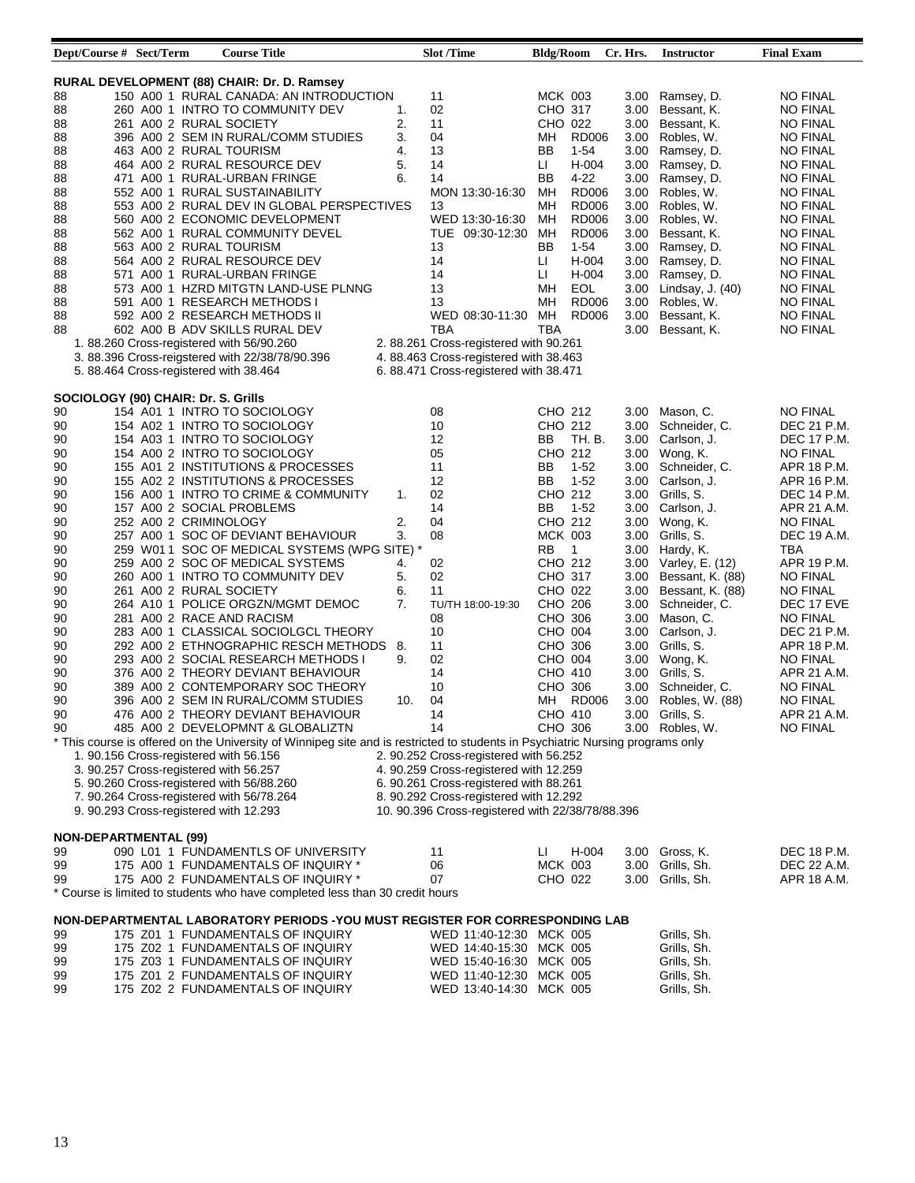| Dept/Course # | Sect/Term | Course Title | | Slot /Time | Bldg/Room | Cr. Hrs. | Instructor | Final Exam |
|---|---|---|---|---|---|---|---|---|
| **RURAL DEVELOPMENT (88) CHAIR: Dr. D. Ramsey** | | | | | | | | |
| 88 | 150 A00 1 | RURAL CANADA: AN INTRODUCTION | | 11 | MCK 003 | 3.00 | Ramsey, D. | NO FINAL |
| 88 | 260 A00 1 | INTRO TO COMMUNITY DEV | 1. | 02 | CHO 317 | 3.00 | Bessant, K. | NO FINAL |
| 88 | 261 A00 2 | RURAL SOCIETY | 2. | 11 | CHO 022 | 3.00 | Bessant, K. | NO FINAL |
| 88 | 396 A00 2 | SEM IN RURAL/COMM STUDIES | 3. | 04 | MH RD006 | 3.00 | Robles, W. | NO FINAL |
| 88 | 463 A00 2 | RURAL TOURISM | 4. | 13 | BB 1-54 | 3.00 | Ramsey, D. | NO FINAL |
| 88 | 464 A00 2 | RURAL RESOURCE DEV | 5. | 14 | LI H-004 | 3.00 | Ramsey, D. | NO FINAL |
| 88 | 471 A00 1 | RURAL-URBAN FRINGE | 6. | 14 | BB 4-22 | 3.00 | Ramsey, D. | NO FINAL |
| 88 | 552 A00 1 | RURAL SUSTAINABILITY | | MON 13:30-16:30 | MH RD006 | 3.00 | Robles, W. | NO FINAL |
| 88 | 553 A00 2 | RURAL DEV IN GLOBAL PERSPECTIVES | | 13 | MH RD006 | 3.00 | Robles, W. | NO FINAL |
| 88 | 560 A00 2 | ECONOMIC DEVELOPMENT | | WED 13:30-16:30 | MH RD006 | 3.00 | Robles, W. | NO FINAL |
| 88 | 562 A00 1 | RURAL COMMUNITY DEVEL | | TUE 09:30-12:30 | MH RD006 | 3.00 | Bessant, K. | NO FINAL |
| 88 | 563 A00 2 | RURAL TOURISM | | 13 | BB 1-54 | 3.00 | Ramsey, D. | NO FINAL |
| 88 | 564 A00 2 | RURAL RESOURCE DEV | | 14 | LI H-004 | 3.00 | Ramsey, D. | NO FINAL |
| 88 | 571 A00 1 | RURAL-URBAN FRINGE | | 14 | LI H-004 | 3.00 | Ramsey, D. | NO FINAL |
| 88 | 573 A00 1 | HZRD MITGTN LAND-USE PLNNG | | 13 | MH EOL | 3.00 | Lindsay, J. (40) | NO FINAL |
| 88 | 591 A00 1 | RESEARCH METHODS I | | 13 | MH RD006 | 3.00 | Robles, W. | NO FINAL |
| 88 | 592 A00 2 | RESEARCH METHODS II | | WED 08:30-11:30 | MH RD006 | 3.00 | Bessant, K. | NO FINAL |
| 88 | 602 A00 B | ADV SKILLS RURAL DEV | | TBA | TBA | 3.00 | Bessant, K. | NO FINAL |

1. 88.260 Cross-registered with 56/90.260
2. 88.261 Cross-registered with 90.261
3. 88.396 Cross-reigstered with 22/38/78/90.396
4. 88.463 Cross-registered with 38.463
5. 88.464 Cross-registered with 38.464
6. 88.471 Cross-registered with 38.471

| Dept/Course # | Sect/Term | Course Title | | Slot /Time | Bldg/Room | Cr. Hrs. | Instructor | Final Exam |
|---|---|---|---|---|---|---|---|---|
| **SOCIOLOGY (90) CHAIR: Dr. S. Grills** | | | | | | | | |
| 90 | 154 A01 1 | INTRO TO SOCIOLOGY | | 08 | CHO 212 | 3.00 | Mason, C. | NO FINAL |
| 90 | 154 A02 1 | INTRO TO SOCIOLOGY | | 10 | CHO 212 | 3.00 | Schneider, C. | DEC 21 P.M. |
| 90 | 154 A03 1 | INTRO TO SOCIOLOGY | | 12 | BB TH. B. | 3.00 | Carlson, J. | DEC 17 P.M. |
| 90 | 154 A00 2 | INTRO TO SOCIOLOGY | | 05 | CHO 212 | 3.00 | Wong, K. | NO FINAL |
| 90 | 155 A01 2 | INSTITUTIONS & PROCESSES | | 11 | BB 1-52 | 3.00 | Schneider, C. | APR 18 P.M. |
| 90 | 155 A02 2 | INSTITUTIONS & PROCESSES | | 12 | BB 1-52 | 3.00 | Carlson, J. | APR 16 P.M. |
| 90 | 156 A00 1 | INTRO TO CRIME & COMMUNITY | 1. | 02 | CHO 212 | 3.00 | Grills, S. | DEC 14 P.M. |
| 90 | 157 A00 2 | SOCIAL PROBLEMS | | 14 | BB 1-52 | 3.00 | Carlson, J. | APR 21 A.M. |
| 90 | 252 A00 2 | CRIMINOLOGY | 2. | 04 | CHO 212 | 3.00 | Wong, K. | NO FINAL |
| 90 | 257 A00 1 | SOC OF DEVIANT BEHAVIOUR | 3. | 08 | MCK 003 | 3.00 | Grills, S. | DEC 19 A.M. |
| 90 | 259 W01 1 | SOC OF MEDICAL SYSTEMS (WPG SITE) * | | | RB 1 | 3.00 | Hardy, K. | TBA |
| 90 | 259 A00 2 | SOC OF MEDICAL SYSTEMS | 4. | 02 | CHO 212 | 3.00 | Varley, E. (12) | APR 19 P.M. |
| 90 | 260 A00 1 | INTRO TO COMMUNITY DEV | 5. | 02 | CHO 317 | 3.00 | Bessant, K. (88) | NO FINAL |
| 90 | 261 A00 2 | RURAL SOCIETY | 6. | 11 | CHO 022 | 3.00 | Bessant, K. (88) | NO FINAL |
| 90 | 264 A10 1 | POLICE ORGZN/MGMT DEMOC | 7. | TU/TH 18:00-19:30 | CHO 206 | 3.00 | Schneider, C. | DEC 17 EVE |
| 90 | 281 A00 2 | RACE AND RACISM | | 08 | CHO 306 | 3.00 | Mason, C. | NO FINAL |
| 90 | 283 A00 1 | CLASSICAL SOCIOLGCL THEORY | | 10 | CHO 004 | 3.00 | Carlson, J. | DEC 21 P.M. |
| 90 | 292 A00 2 | ETHNOGRAPHIC RESCH METHODS | 8. | 11 | CHO 306 | 3.00 | Grills, S. | APR 18 P.M. |
| 90 | 293 A00 2 | SOCIAL RESEARCH METHODS I | 9. | 02 | CHO 004 | 3.00 | Wong, K. | NO FINAL |
| 90 | 376 A00 2 | THEORY DEVIANT BEHAVIOUR | | 14 | CHO 410 | 3.00 | Grills, S. | APR 21 A.M. |
| 90 | 389 A00 2 | CONTEMPORARY SOC THEORY | | 10 | CHO 306 | 3.00 | Schneider, C. | NO FINAL |
| 90 | 396 A00 2 | SEM IN RURAL/COMM STUDIES | 10. | 04 | MH RD006 | 3.00 | Robles, W. (88) | NO FINAL |
| 90 | 476 A00 2 | THEORY DEVIANT BEHAVIOUR | | 14 | CHO 410 | 3.00 | Grills, S. | APR 21 A.M. |
| 90 | 485 A00 2 | DEVELOPMNT & GLOBALIZTN | | 14 | CHO 306 | 3.00 | Robles, W. | NO FINAL |

* This course is offered on the University of Winnipeg site and is restricted to students in Psychiatric Nursing programs only

1. 90.156 Cross-registered with 56.156
2. 90.252 Cross-registered with 56.252
3. 90.257 Cross-registered with 56.257
4. 90.259 Cross-registered with 12.259
5. 90.260 Cross-registered with 56/88.260
6. 90.261 Cross-registered with 88.261
7. 90.264 Cross-registered with 56/78.264
8. 90.292 Cross-registered with 12.292
9. 90.293 Cross-registered with 12.293
10. 90.396 Cross-registered with 22/38/78/88.396

| Dept/Course # | Sect/Term | Course Title | Slot /Time | Bldg/Room | Cr. Hrs. | Instructor | Final Exam |
|---|---|---|---|---|---|---|---|
| **NON-DEPARTMENTAL (99)** | | | | | | | |
| 99 | 090 L01 1 | FUNDAMENTLS OF UNIVERSITY | 11 | LI H-004 | 3.00 | Gross, K. | DEC 18 P.M. |
| 99 | 175 A00 1 | FUNDAMENTALS OF INQUIRY * | 06 | MCK 003 | 3.00 | Grills, Sh. | DEC 22 A.M. |
| 99 | 175 A00 2 | FUNDAMENTALS OF INQUIRY * | 07 | CHO 022 | 3.00 | Grills, Sh. | APR 18 A.M. |

* Course is limited to students who have completed less than 30 credit hours

**NON-DEPARTMENTAL LABORATORY PERIODS -YOU MUST REGISTER FOR CORRESPONDING LAB**

| Dept/Course # | Sect/Term | Course Title | Slot /Time | Bldg/Room | Instructor |
|---|---|---|---|---|---|
| 99 | 175 Z01 1 | FUNDAMENTALS OF INQUIRY | WED 11:40-12:30 | MCK 005 | Grills, Sh. |
| 99 | 175 Z02 1 | FUNDAMENTALS OF INQUIRY | WED 14:40-15:30 | MCK 005 | Grills, Sh. |
| 99 | 175 Z03 1 | FUNDAMENTALS OF INQUIRY | WED 15:40-16:30 | MCK 005 | Grills, Sh. |
| 99 | 175 Z01 2 | FUNDAMENTALS OF INQUIRY | WED 11:40-12:30 | MCK 005 | Grills, Sh. |
| 99 | 175 Z02 2 | FUNDAMENTALS OF INQUIRY | WED 13:40-14:30 | MCK 005 | Grills, Sh. |